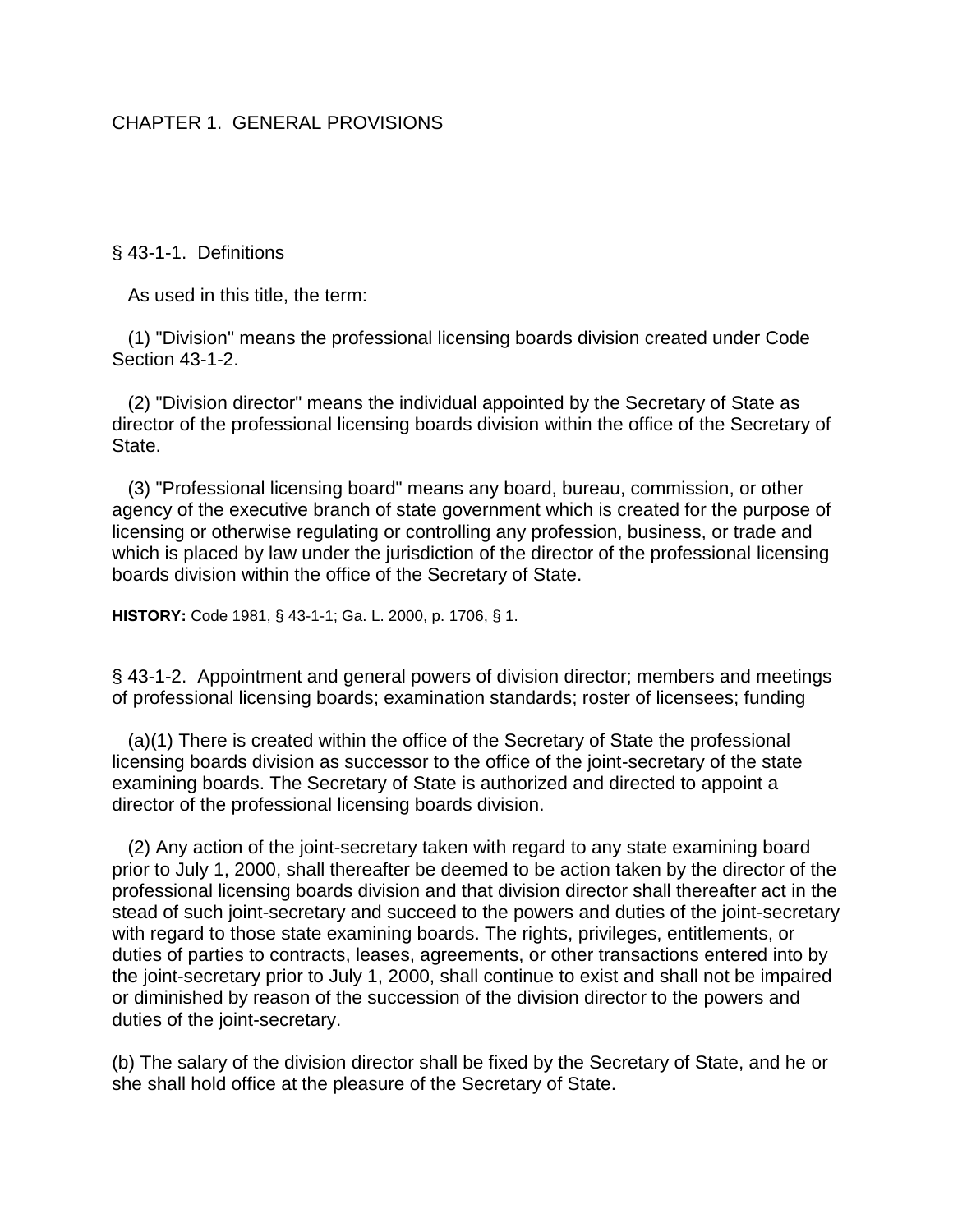# CHAPTER 1. GENERAL PROVISIONS

## § 43-1-1. Definitions

As used in this title, the term:

(1) "Division" means the professional licensing boards division created under Code Section 43-1-2.

(2) "Division director" means the individual appointed by the Secretary of State as director of the professional licensing boards division within the office of the Secretary of State.

(3) "Professional licensing board" means any board, bureau, commission, or other agency of the executive branch of state government which is created for the purpose of licensing or otherwise regulating or controlling any profession, business, or trade and which is placed by law under the jurisdiction of the director of the professional licensing boards division within the office of the Secretary of State.

**HISTORY:** Code 1981, § 43-1-1; Ga. L. 2000, p. 1706, § 1.

## § 43-1-2. Appointment and general powers of division director; members and meetings of professional licensing boards; examination standards; roster of licensees; funding

(a)(1) There is created within the office of the Secretary of State the professional licensing boards division as successor to the office of the joint-secretary of the state examining boards. The Secretary of State is authorized and directed to appoint a director of the professional licensing boards division.

(2) Any action of the joint-secretary taken with regard to any state examining board prior to July 1, 2000, shall thereafter be deemed to be action taken by the director of the professional licensing boards division and that division director shall thereafter act in the stead of such joint-secretary and succeed to the powers and duties of the joint-secretary with regard to those state examining boards. The rights, privileges, entitlements, or duties of parties to contracts, leases, agreements, or other transactions entered into by the joint-secretary prior to July 1, 2000, shall continue to exist and shall not be impaired or diminished by reason of the succession of the division director to the powers and duties of the joint-secretary.

(b) The salary of the division director shall be fixed by the Secretary of State, and he or she shall hold office at the pleasure of the Secretary of State.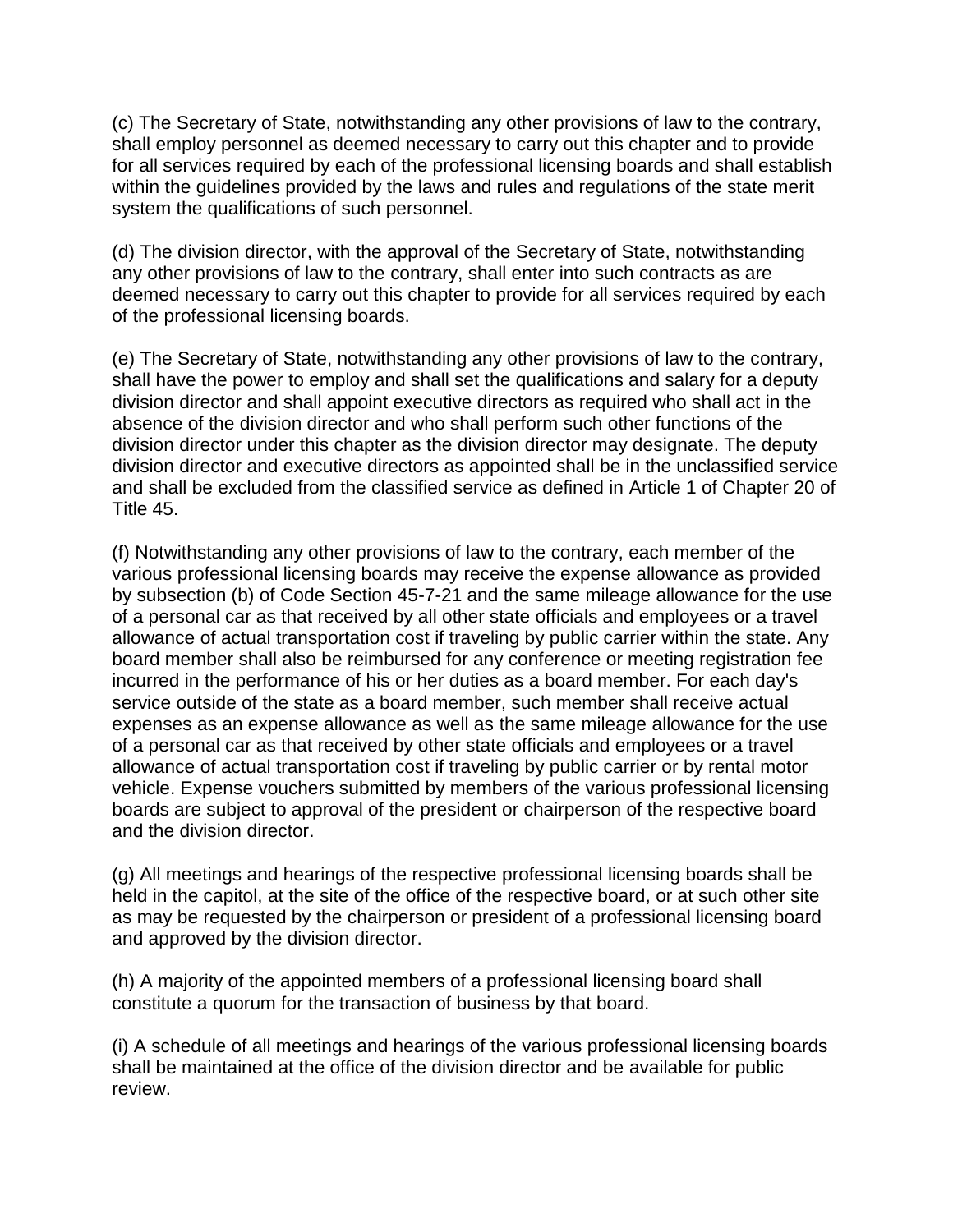(c) The Secretary of State, notwithstanding any other provisions of law to the contrary, shall employ personnel as deemed necessary to carry out this chapter and to provide for all services required by each of the professional licensing boards and shall establish within the guidelines provided by the laws and rules and regulations of the state merit system the qualifications of such personnel.

(d) The division director, with the approval of the Secretary of State, notwithstanding any other provisions of law to the contrary, shall enter into such contracts as are deemed necessary to carry out this chapter to provide for all services required by each of the professional licensing boards.

(e) The Secretary of State, notwithstanding any other provisions of law to the contrary, shall have the power to employ and shall set the qualifications and salary for a deputy division director and shall appoint executive directors as required who shall act in the absence of the division director and who shall perform such other functions of the division director under this chapter as the division director may designate. The deputy division director and executive directors as appointed shall be in the unclassified service and shall be excluded from the classified service as defined in Article 1 of Chapter 20 of Title 45.

(f) Notwithstanding any other provisions of law to the contrary, each member of the various professional licensing boards may receive the expense allowance as provided by subsection (b) of Code Section 45-7-21 and the same mileage allowance for the use of a personal car as that received by all other state officials and employees or a travel allowance of actual transportation cost if traveling by public carrier within the state. Any board member shall also be reimbursed for any conference or meeting registration fee incurred in the performance of his or her duties as a board member. For each day's service outside of the state as a board member, such member shall receive actual expenses as an expense allowance as well as the same mileage allowance for the use of a personal car as that received by other state officials and employees or a travel allowance of actual transportation cost if traveling by public carrier or by rental motor vehicle. Expense vouchers submitted by members of the various professional licensing boards are subject to approval of the president or chairperson of the respective board and the division director.

(g) All meetings and hearings of the respective professional licensing boards shall be held in the capitol, at the site of the office of the respective board, or at such other site as may be requested by the chairperson or president of a professional licensing board and approved by the division director.

(h) A majority of the appointed members of a professional licensing board shall constitute a quorum for the transaction of business by that board.

(i) A schedule of all meetings and hearings of the various professional licensing boards shall be maintained at the office of the division director and be available for public review.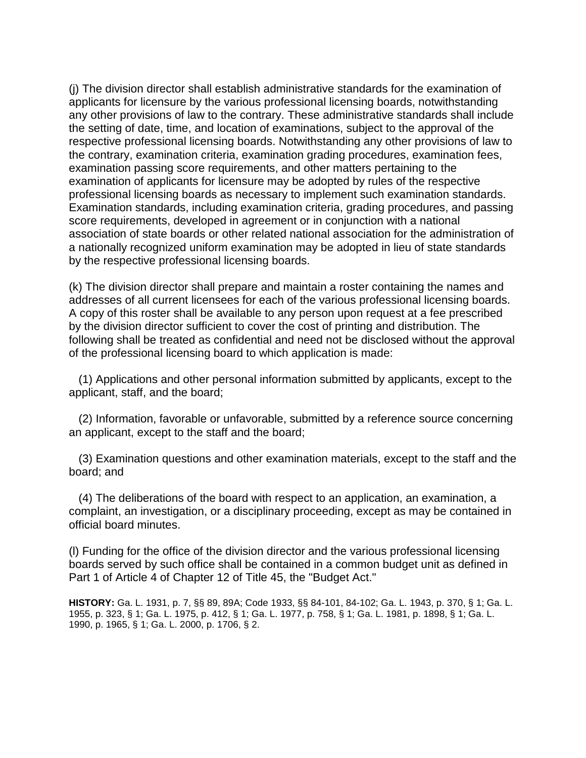(j) The division director shall establish administrative standards for the examination of applicants for licensure by the various professional licensing boards, notwithstanding any other provisions of law to the contrary. These administrative standards shall include the setting of date, time, and location of examinations, subject to the approval of the respective professional licensing boards. Notwithstanding any other provisions of law to the contrary, examination criteria, examination grading procedures, examination fees, examination passing score requirements, and other matters pertaining to the examination of applicants for licensure may be adopted by rules of the respective professional licensing boards as necessary to implement such examination standards. Examination standards, including examination criteria, grading procedures, and passing score requirements, developed in agreement or in conjunction with a national association of state boards or other related national association for the administration of a nationally recognized uniform examination may be adopted in lieu of state standards by the respective professional licensing boards.

(k) The division director shall prepare and maintain a roster containing the names and addresses of all current licensees for each of the various professional licensing boards. A copy of this roster shall be available to any person upon request at a fee prescribed by the division director sufficient to cover the cost of printing and distribution. The following shall be treated as confidential and need not be disclosed without the approval of the professional licensing board to which application is made:

(1) Applications and other personal information submitted by applicants, except to the applicant, staff, and the board;

(2) Information, favorable or unfavorable, submitted by a reference source concerning an applicant, except to the staff and the board;

(3) Examination questions and other examination materials, except to the staff and the board; and

(4) The deliberations of the board with respect to an application, an examination, a complaint, an investigation, or a disciplinary proceeding, except as may be contained in official board minutes.

(l) Funding for the office of the division director and the various professional licensing boards served by such office shall be contained in a common budget unit as defined in Part 1 of Article 4 of Chapter 12 of Title 45, the "Budget Act."

**HISTORY:** Ga. L. 1931, p. 7, §§ 89, 89A; Code 1933, §§ 84-101, 84-102; Ga. L. 1943, p. 370, § 1; Ga. L. 1955, p. 323, § 1; Ga. L. 1975, p. 412, § 1; Ga. L. 1977, p. 758, § 1; Ga. L. 1981, p. 1898, § 1; Ga. L. 1990, p. 1965, § 1; Ga. L. 2000, p. 1706, § 2.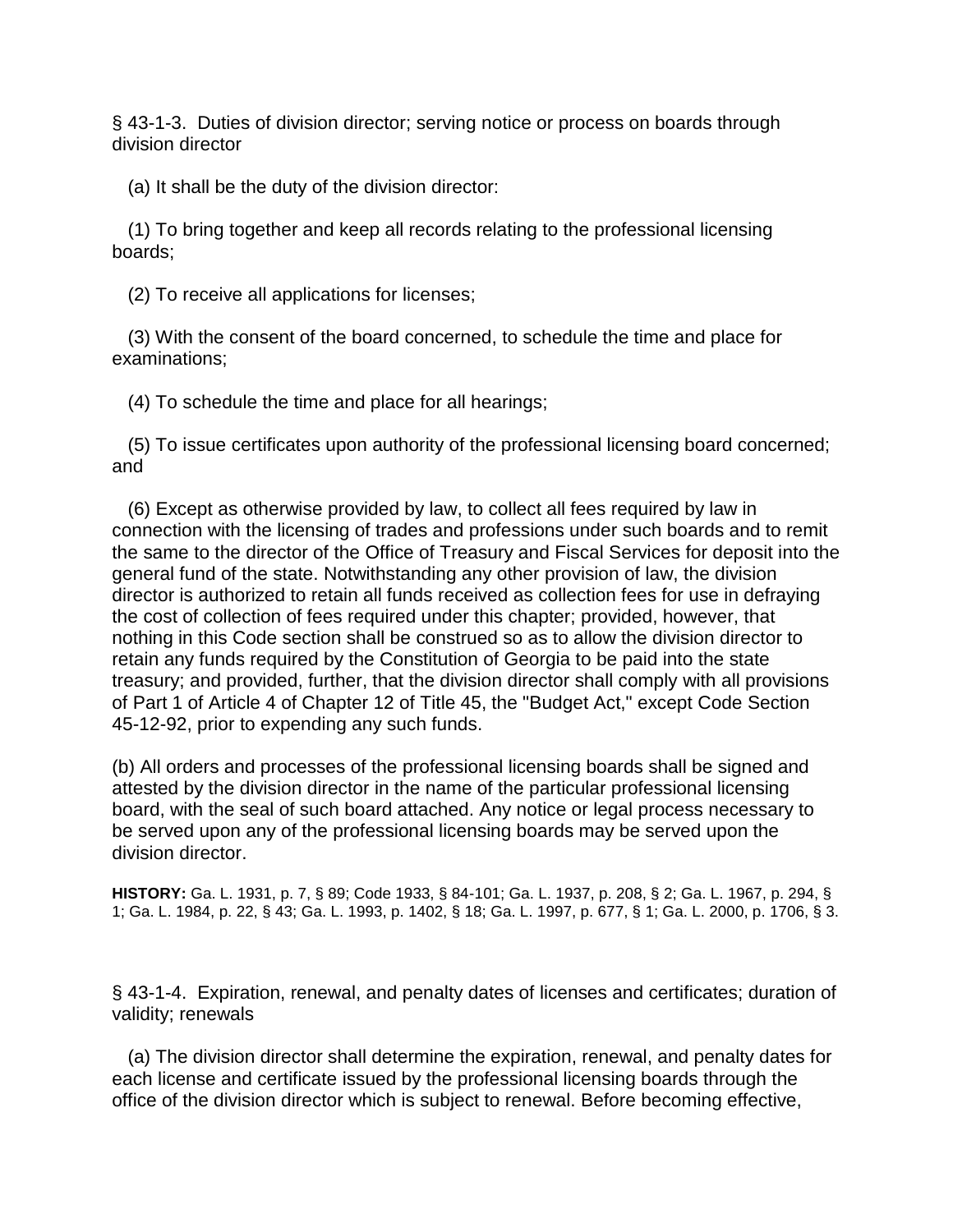§ 43-1-3. Duties of division director; serving notice or process on boards through division director

(a) It shall be the duty of the division director:

(1) To bring together and keep all records relating to the professional licensing boards;

(2) To receive all applications for licenses;

(3) With the consent of the board concerned, to schedule the time and place for examinations;

(4) To schedule the time and place for all hearings;

(5) To issue certificates upon authority of the professional licensing board concerned; and

(6) Except as otherwise provided by law, to collect all fees required by law in connection with the licensing of trades and professions under such boards and to remit the same to the director of the Office of Treasury and Fiscal Services for deposit into the general fund of the state. Notwithstanding any other provision of law, the division director is authorized to retain all funds received as collection fees for use in defraying the cost of collection of fees required under this chapter; provided, however, that nothing in this Code section shall be construed so as to allow the division director to retain any funds required by the Constitution of Georgia to be paid into the state treasury; and provided, further, that the division director shall comply with all provisions of Part 1 of Article 4 of Chapter 12 of Title 45, the "Budget Act," except Code Section 45-12-92, prior to expending any such funds.

(b) All orders and processes of the professional licensing boards shall be signed and attested by the division director in the name of the particular professional licensing board, with the seal of such board attached. Any notice or legal process necessary to be served upon any of the professional licensing boards may be served upon the division director.

**HISTORY:** Ga. L. 1931, p. 7, § 89; Code 1933, § 84-101; Ga. L. 1937, p. 208, § 2; Ga. L. 1967, p. 294, § 1; Ga. L. 1984, p. 22, § 43; Ga. L. 1993, p. 1402, § 18; Ga. L. 1997, p. 677, § 1; Ga. L. 2000, p. 1706, § 3.

§ 43-1-4. Expiration, renewal, and penalty dates of licenses and certificates; duration of validity; renewals

(a) The division director shall determine the expiration, renewal, and penalty dates for each license and certificate issued by the professional licensing boards through the office of the division director which is subject to renewal. Before becoming effective,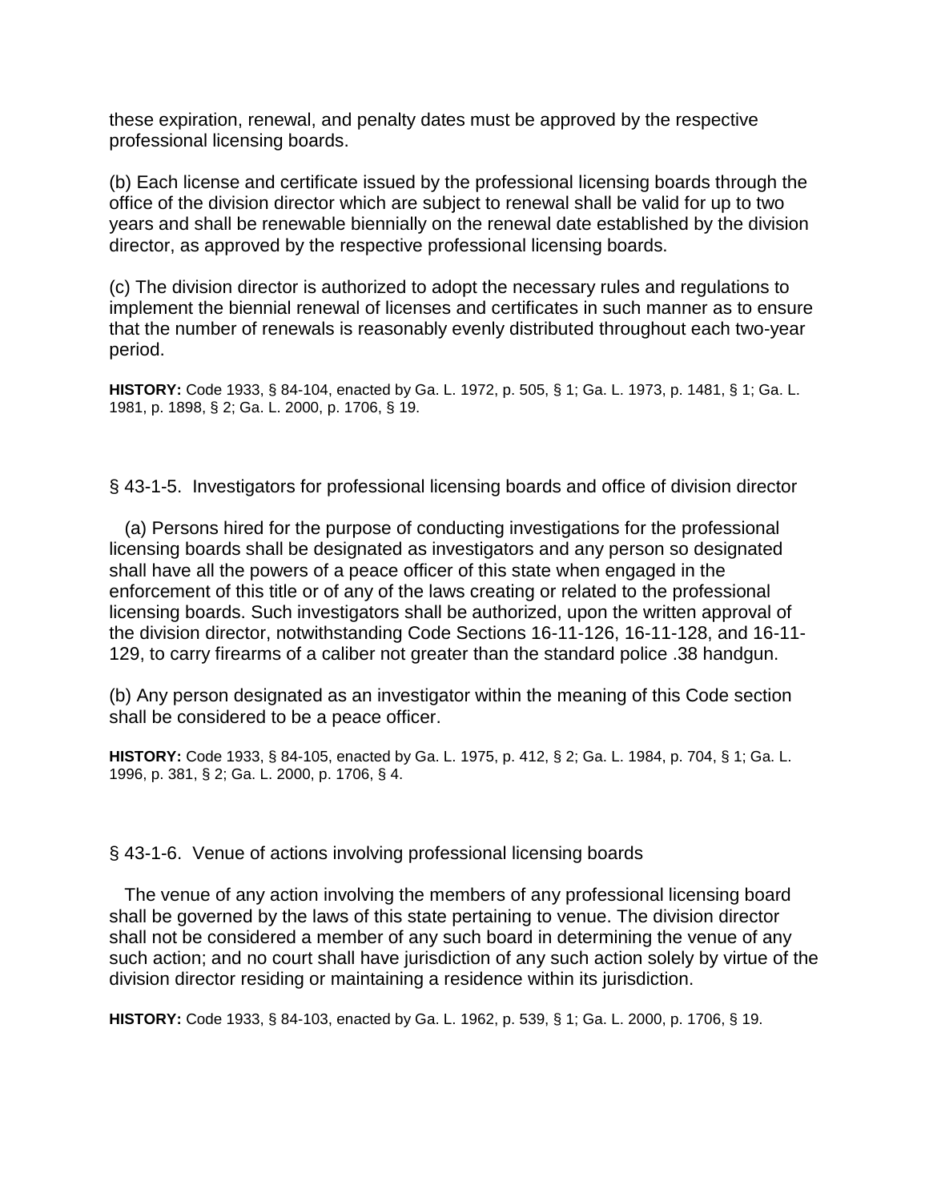these expiration, renewal, and penalty dates must be approved by the respective professional licensing boards.

(b) Each license and certificate issued by the professional licensing boards through the office of the division director which are subject to renewal shall be valid for up to two years and shall be renewable biennially on the renewal date established by the division director, as approved by the respective professional licensing boards.

(c) The division director is authorized to adopt the necessary rules and regulations to implement the biennial renewal of licenses and certificates in such manner as to ensure that the number of renewals is reasonably evenly distributed throughout each two-year period.

**HISTORY:** Code 1933, § 84-104, enacted by Ga. L. 1972, p. 505, § 1; Ga. L. 1973, p. 1481, § 1; Ga. L. 1981, p. 1898, § 2; Ga. L. 2000, p. 1706, § 19.

§ 43-1-5. Investigators for professional licensing boards and office of division director

(a) Persons hired for the purpose of conducting investigations for the professional licensing boards shall be designated as investigators and any person so designated shall have all the powers of a peace officer of this state when engaged in the enforcement of this title or of any of the laws creating or related to the professional licensing boards. Such investigators shall be authorized, upon the written approval of the division director, notwithstanding Code Sections 16-11-126, 16-11-128, and 16-11-129, to carry firearms of a caliber not greater than the standard police .38 handgun.

(b) Any person designated as an investigator within the meaning of this Code section shall be considered to be a peace officer.

**HISTORY:** Code 1933, § 84-105, enacted by Ga. L. 1975, p. 412, § 2; Ga. L. 1984, p. 704, § 1; Ga. L. 1996, p. 381, § 2; Ga. L. 2000, p. 1706, § 4.

§ 43-1-6. Venue of actions involving professional licensing boards

The venue of any action involving the members of any professional licensing board shall be governed by the laws of this state pertaining to venue. The division director shall not be considered a member of any such board in determining the venue of any such action; and no court shall have jurisdiction of any such action solely by virtue of the division director residing or maintaining a residence within its jurisdiction.

**HISTORY:** Code 1933, § 84-103, enacted by Ga. L. 1962, p. 539, § 1; Ga. L. 2000, p. 1706, § 19.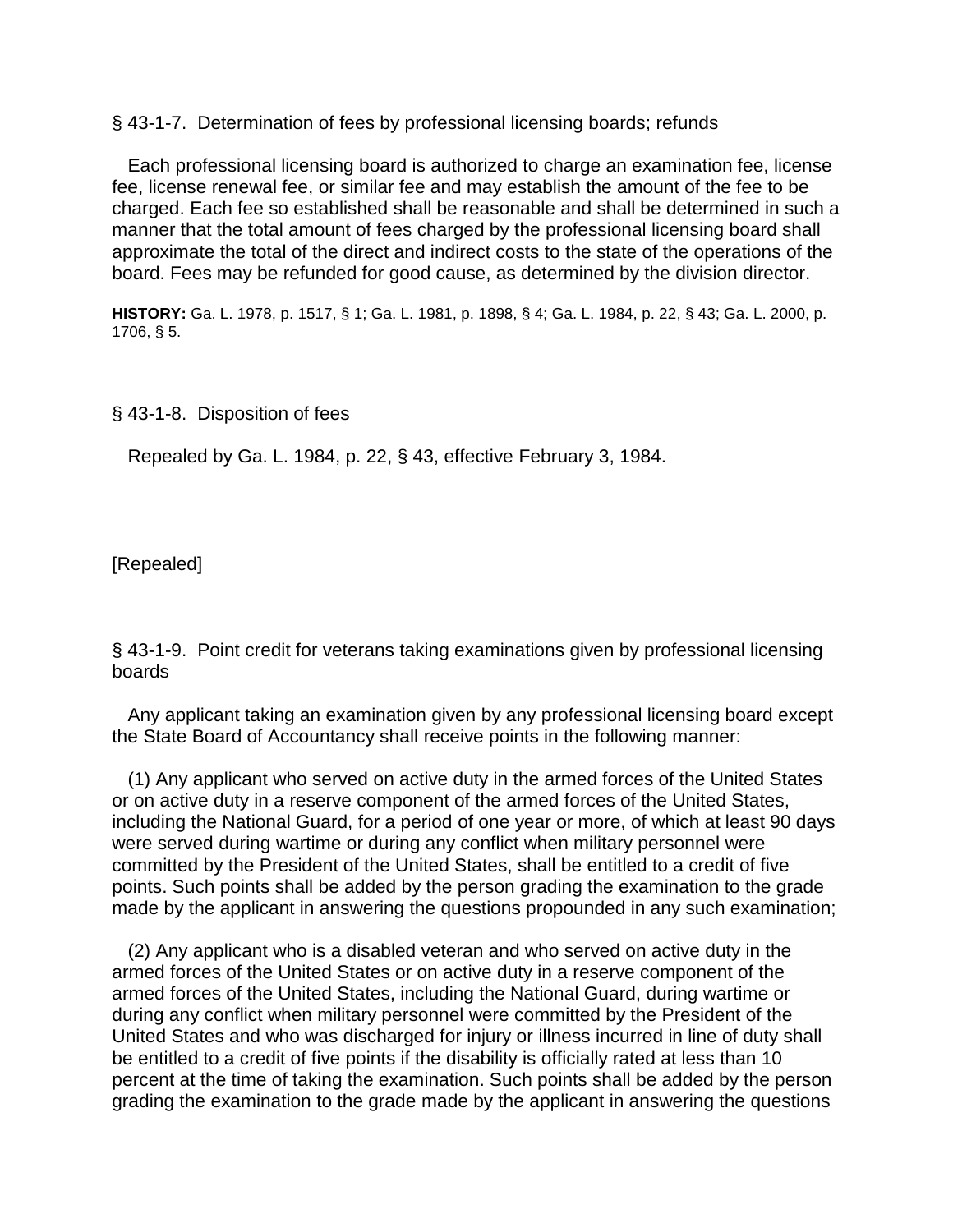§ 43-1-7. Determination of fees by professional licensing boards; refunds

Each professional licensing board is authorized to charge an examination fee, license fee, license renewal fee, or similar fee and may establish the amount of the fee to be charged. Each fee so established shall be reasonable and shall be determined in such a manner that the total amount of fees charged by the professional licensing board shall approximate the total of the direct and indirect costs to the state of the operations of the board. Fees may be refunded for good cause, as determined by the division director.

**HISTORY:** Ga. L. 1978, p. 1517, § 1; Ga. L. 1981, p. 1898, § 4; Ga. L. 1984, p. 22, § 43; Ga. L. 2000, p. 1706, § 5.

§ 43-1-8. Disposition of fees

Repealed by Ga. L. 1984, p. 22, § 43, effective February 3, 1984.

[Repealed]

§ 43-1-9. Point credit for veterans taking examinations given by professional licensing boards

Any applicant taking an examination given by any professional licensing board except the State Board of Accountancy shall receive points in the following manner:

(1) Any applicant who served on active duty in the armed forces of the United States or on active duty in a reserve component of the armed forces of the United States, including the National Guard, for a period of one year or more, of which at least 90 days were served during wartime or during any conflict when military personnel were committed by the President of the United States, shall be entitled to a credit of five points. Such points shall be added by the person grading the examination to the grade made by the applicant in answering the questions propounded in any such examination;

(2) Any applicant who is a disabled veteran and who served on active duty in the armed forces of the United States or on active duty in a reserve component of the armed forces of the United States, including the National Guard, during wartime or during any conflict when military personnel were committed by the President of the United States and who was discharged for injury or illness incurred in line of duty shall be entitled to a credit of five points if the disability is officially rated at less than 10 percent at the time of taking the examination. Such points shall be added by the person grading the examination to the grade made by the applicant in answering the questions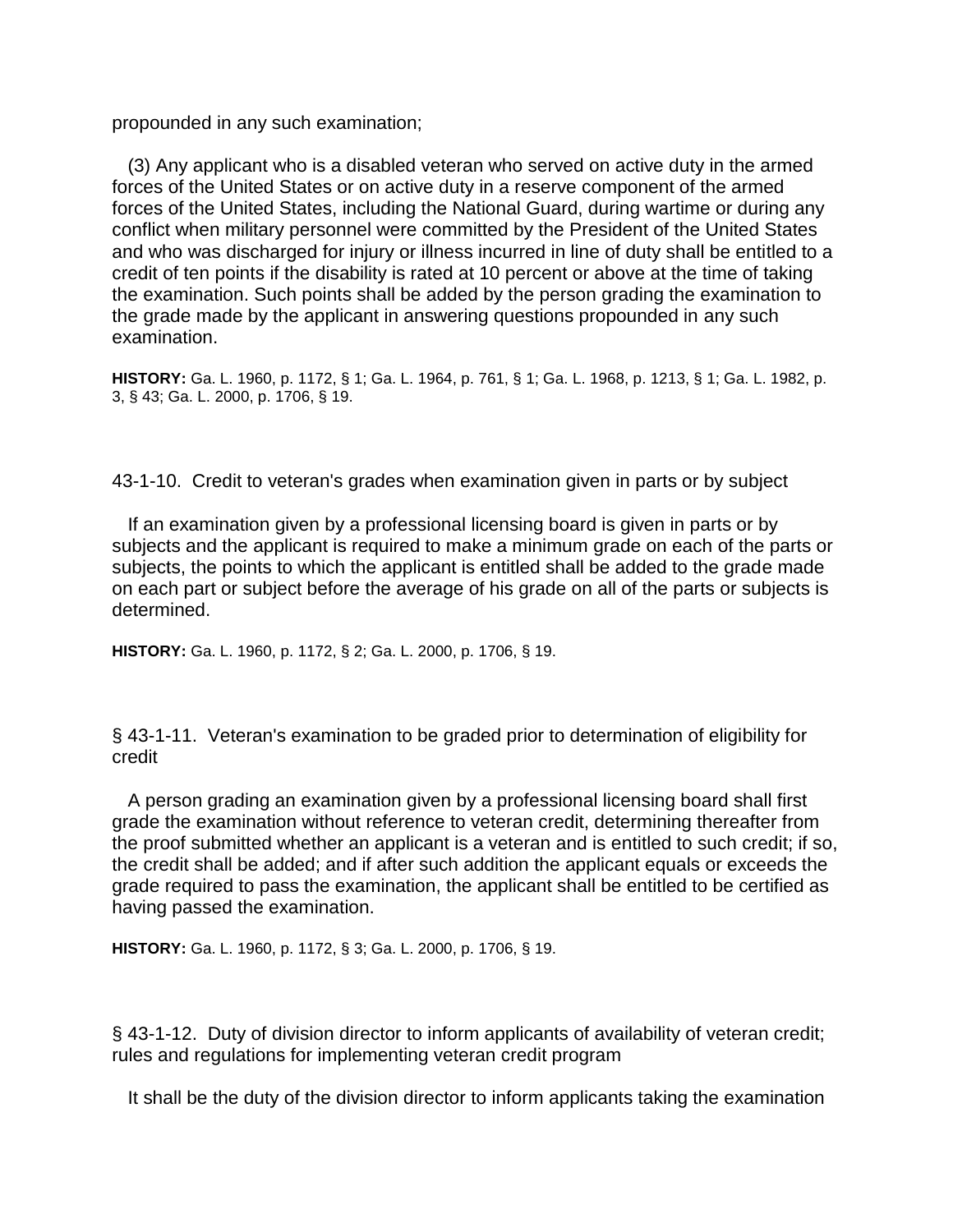propounded in any such examination;

(3) Any applicant who is a disabled veteran who served on active duty in the armed forces of the United States or on active duty in a reserve component of the armed forces of the United States, including the National Guard, during wartime or during any conflict when military personnel were committed by the President of the United States and who was discharged for injury or illness incurred in line of duty shall be entitled to a credit of ten points if the disability is rated at 10 percent or above at the time of taking the examination. Such points shall be added by the person grading the examination to the grade made by the applicant in answering questions propounded in any such examination.

**HISTORY:** Ga. L. 1960, p. 1172, § 1; Ga. L. 1964, p. 761, § 1; Ga. L. 1968, p. 1213, § 1; Ga. L. 1982, p. 3, § 43; Ga. L. 2000, p. 1706, § 19.

43-1-10. Credit to veteran's grades when examination given in parts or by subject

If an examination given by a professional licensing board is given in parts or by subjects and the applicant is required to make a minimum grade on each of the parts or subjects, the points to which the applicant is entitled shall be added to the grade made on each part or subject before the average of his grade on all of the parts or subjects is determined.

**HISTORY:** Ga. L. 1960, p. 1172, § 2; Ga. L. 2000, p. 1706, § 19.

§ 43-1-11. Veteran's examination to be graded prior to determination of eligibility for credit

A person grading an examination given by a professional licensing board shall first grade the examination without reference to veteran credit, determining thereafter from the proof submitted whether an applicant is a veteran and is entitled to such credit; if so, the credit shall be added; and if after such addition the applicant equals or exceeds the grade required to pass the examination, the applicant shall be entitled to be certified as having passed the examination.

**HISTORY:** Ga. L. 1960, p. 1172, § 3; Ga. L. 2000, p. 1706, § 19.

§ 43-1-12. Duty of division director to inform applicants of availability of veteran credit; rules and regulations for implementing veteran credit program

It shall be the duty of the division director to inform applicants taking the examination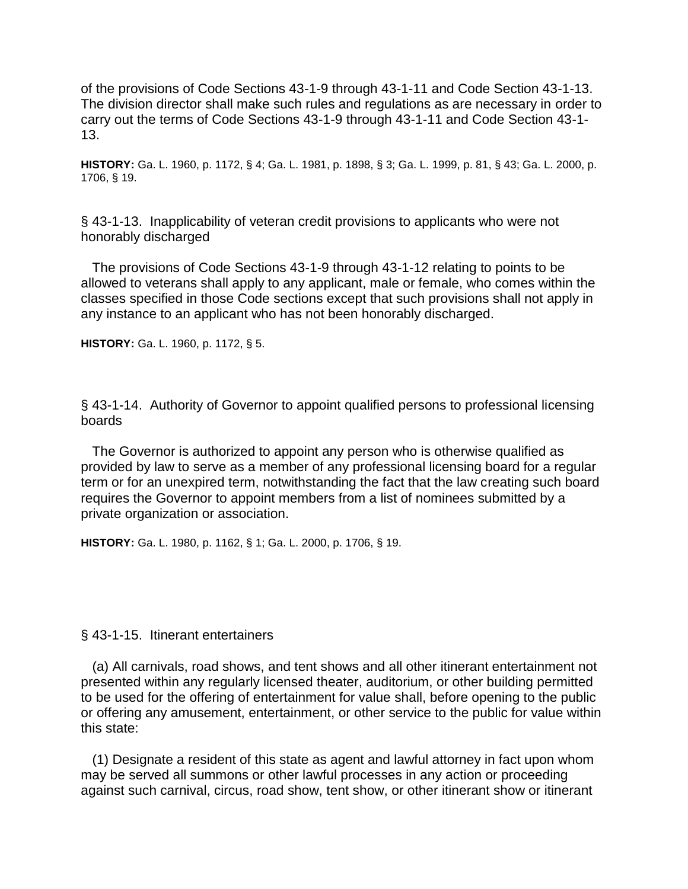of the provisions of Code Sections 43-1-9 through 43-1-11 and Code Section 43-1-13. The division director shall make such rules and regulations as are necessary in order to carry out the terms of Code Sections 43-1-9 through 43-1-11 and Code Section 43-1-13.

**HISTORY:** Ga. L. 1960, p. 1172, § 4; Ga. L. 1981, p. 1898, § 3; Ga. L. 1999, p. 81, § 43; Ga. L. 2000, p. 1706, § 19.

§ 43-1-13. Inapplicability of veteran credit provisions to applicants who were not honorably discharged

The provisions of Code Sections 43-1-9 through 43-1-12 relating to points to be allowed to veterans shall apply to any applicant, male or female, who comes within the classes specified in those Code sections except that such provisions shall not apply in any instance to an applicant who has not been honorably discharged.

**HISTORY:** Ga. L. 1960, p. 1172, § 5.

§ 43-1-14. Authority of Governor to appoint qualified persons to professional licensing boards

The Governor is authorized to appoint any person who is otherwise qualified as provided by law to serve as a member of any professional licensing board for a regular term or for an unexpired term, notwithstanding the fact that the law creating such board requires the Governor to appoint members from a list of nominees submitted by a private organization or association.

**HISTORY:** Ga. L. 1980, p. 1162, § 1; Ga. L. 2000, p. 1706, § 19.

§ 43-1-15. Itinerant entertainers

(a) All carnivals, road shows, and tent shows and all other itinerant entertainment not presented within any regularly licensed theater, auditorium, or other building permitted to be used for the offering of entertainment for value shall, before opening to the public or offering any amusement, entertainment, or other service to the public for value within this state:

(1) Designate a resident of this state as agent and lawful attorney in fact upon whom may be served all summons or other lawful processes in any action or proceeding against such carnival, circus, road show, tent show, or other itinerant show or itinerant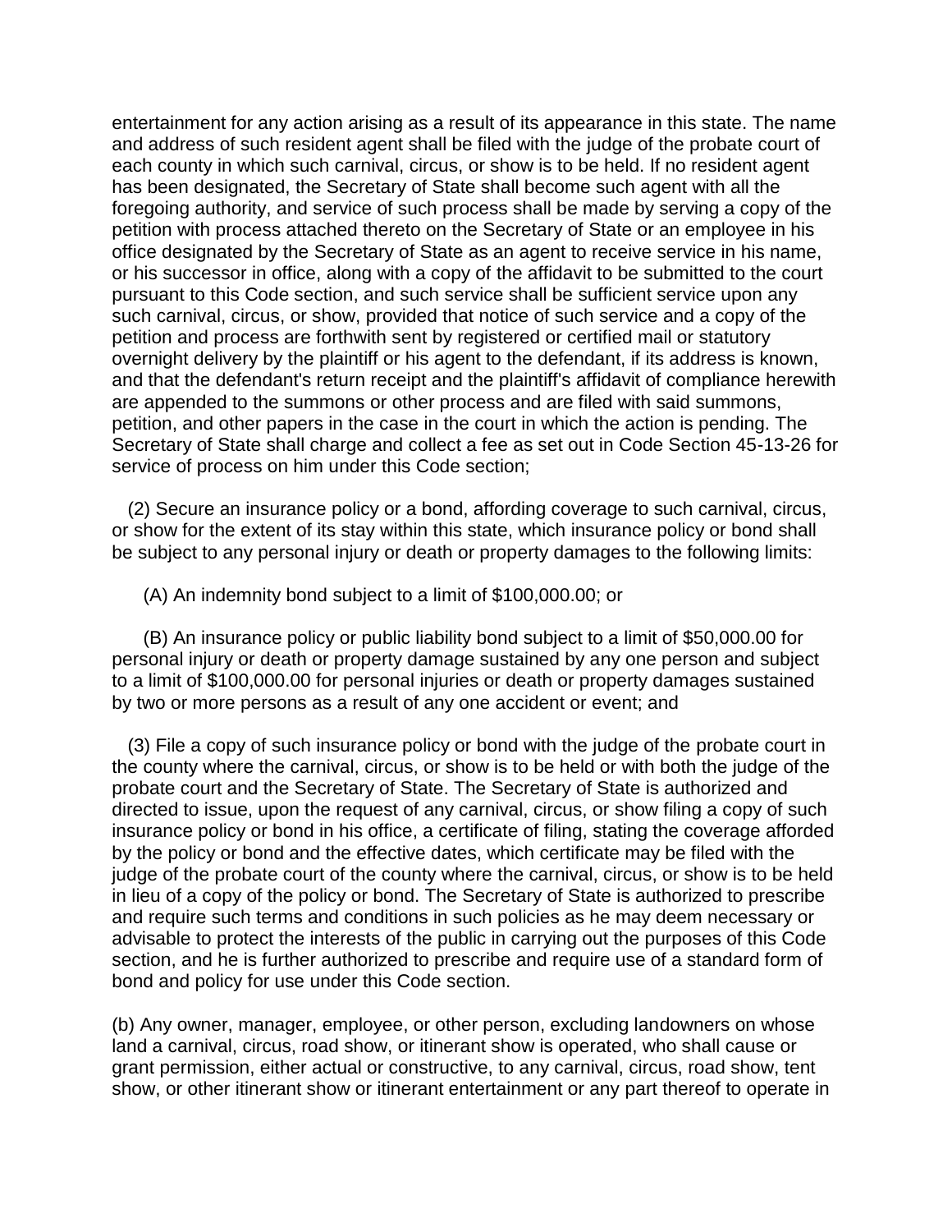entertainment for any action arising as a result of its appearance in this state. The name and address of such resident agent shall be filed with the judge of the probate court of each county in which such carnival, circus, or show is to be held. If no resident agent has been designated, the Secretary of State shall become such agent with all the foregoing authority, and service of such process shall be made by serving a copy of the petition with process attached thereto on the Secretary of State or an employee in his office designated by the Secretary of State as an agent to receive service in his name, or his successor in office, along with a copy of the affidavit to be submitted to the court pursuant to this Code section, and such service shall be sufficient service upon any such carnival, circus, or show, provided that notice of such service and a copy of the petition and process are forthwith sent by registered or certified mail or statutory overnight delivery by the plaintiff or his agent to the defendant, if its address is known, and that the defendant's return receipt and the plaintiff's affidavit of compliance herewith are appended to the summons or other process and are filed with said summons, petition, and other papers in the case in the court in which the action is pending. The Secretary of State shall charge and collect a fee as set out in Code Section 45-13-26 for service of process on him under this Code section;

(2) Secure an insurance policy or a bond, affording coverage to such carnival, circus, or show for the extent of its stay within this state, which insurance policy or bond shall be subject to any personal injury or death or property damages to the following limits:

(A) An indemnity bond subject to a limit of $100,000.00; or

(B) An insurance policy or public liability bond subject to a limit of $50,000.00 for personal injury or death or property damage sustained by any one person and subject to a limit of $100,000.00 for personal injuries or death or property damages sustained by two or more persons as a result of any one accident or event; and

(3) File a copy of such insurance policy or bond with the judge of the probate court in the county where the carnival, circus, or show is to be held or with both the judge of the probate court and the Secretary of State. The Secretary of State is authorized and directed to issue, upon the request of any carnival, circus, or show filing a copy of such insurance policy or bond in his office, a certificate of filing, stating the coverage afforded by the policy or bond and the effective dates, which certificate may be filed with the judge of the probate court of the county where the carnival, circus, or show is to be held in lieu of a copy of the policy or bond. The Secretary of State is authorized to prescribe and require such terms and conditions in such policies as he may deem necessary or advisable to protect the interests of the public in carrying out the purposes of this Code section, and he is further authorized to prescribe and require use of a standard form of bond and policy for use under this Code section.

(b) Any owner, manager, employee, or other person, excluding landowners on whose land a carnival, circus, road show, or itinerant show is operated, who shall cause or grant permission, either actual or constructive, to any carnival, circus, road show, tent show, or other itinerant show or itinerant entertainment or any part thereof to operate in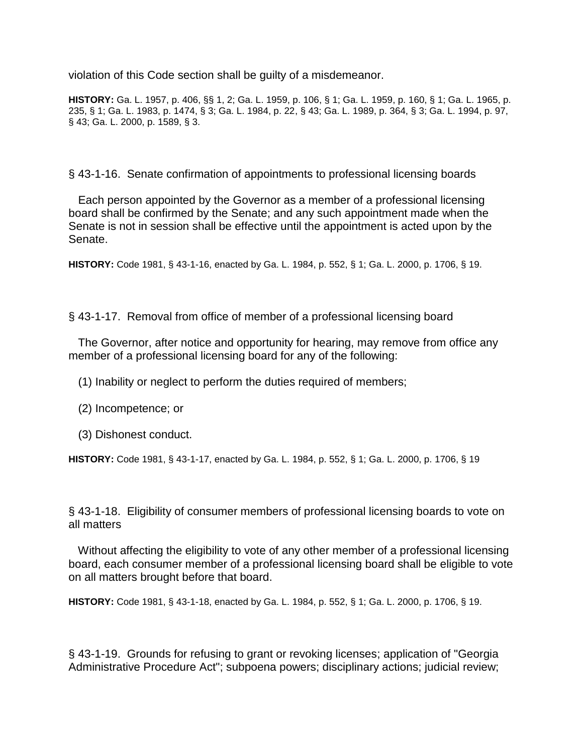violation of this Code section shall be guilty of a misdemeanor.

**HISTORY:** Ga. L. 1957, p. 406, §§ 1, 2; Ga. L. 1959, p. 106, § 1; Ga. L. 1959, p. 160, § 1; Ga. L. 1965, p. 235, § 1; Ga. L. 1983, p. 1474, § 3; Ga. L. 1984, p. 22, § 43; Ga. L. 1989, p. 364, § 3; Ga. L. 1994, p. 97, § 43; Ga. L. 2000, p. 1589, § 3.

§ 43-1-16. Senate confirmation of appointments to professional licensing boards

Each person appointed by the Governor as a member of a professional licensing board shall be confirmed by the Senate; and any such appointment made when the Senate is not in session shall be effective until the appointment is acted upon by the Senate.

**HISTORY:** Code 1981, § 43-1-16, enacted by Ga. L. 1984, p. 552, § 1; Ga. L. 2000, p. 1706, § 19.

§ 43-1-17. Removal from office of member of a professional licensing board

The Governor, after notice and opportunity for hearing, may remove from office any member of a professional licensing board for any of the following:

(1) Inability or neglect to perform the duties required of members;

(2) Incompetence; or

(3) Dishonest conduct.

**HISTORY:** Code 1981, § 43-1-17, enacted by Ga. L. 1984, p. 552, § 1; Ga. L. 2000, p. 1706, § 19

§ 43-1-18. Eligibility of consumer members of professional licensing boards to vote on all matters

Without affecting the eligibility to vote of any other member of a professional licensing board, each consumer member of a professional licensing board shall be eligible to vote on all matters brought before that board.

**HISTORY:** Code 1981, § 43-1-18, enacted by Ga. L. 1984, p. 552, § 1; Ga. L. 2000, p. 1706, § 19.

§ 43-1-19. Grounds for refusing to grant or revoking licenses; application of "Georgia Administrative Procedure Act"; subpoena powers; disciplinary actions; judicial review;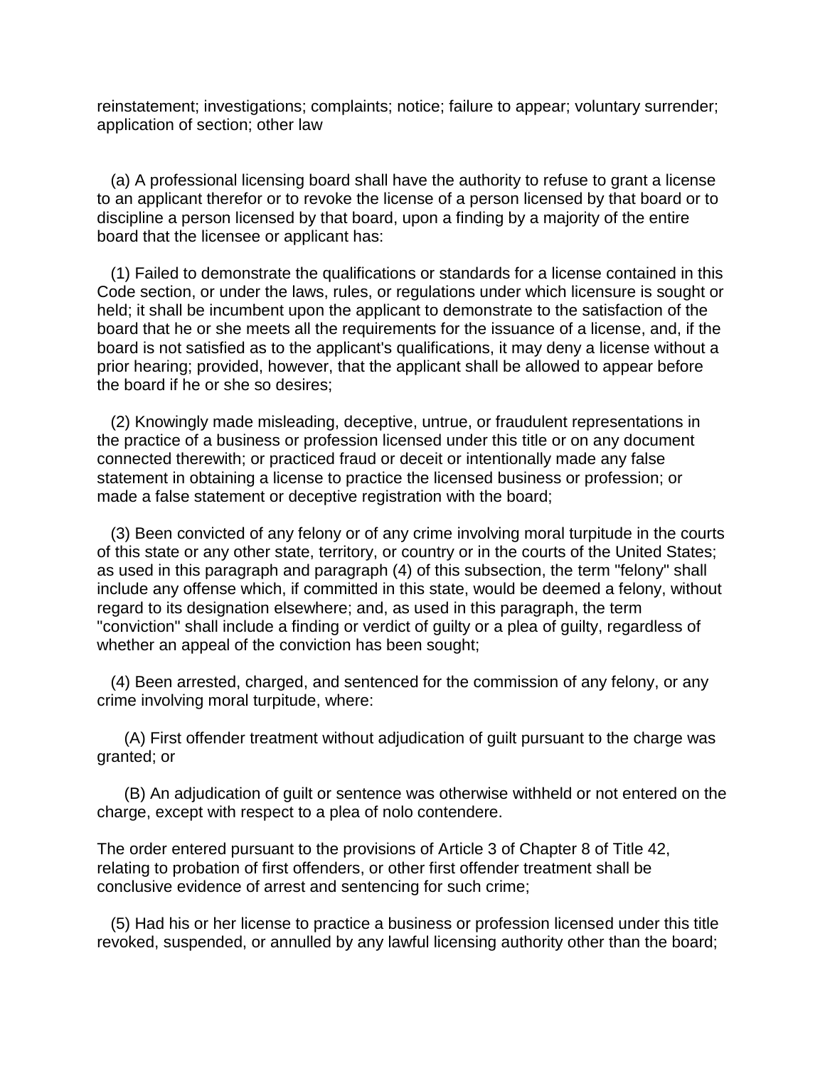reinstatement; investigations; complaints; notice; failure to appear; voluntary surrender; application of section; other law

(a) A professional licensing board shall have the authority to refuse to grant a license to an applicant therefor or to revoke the license of a person licensed by that board or to discipline a person licensed by that board, upon a finding by a majority of the entire board that the licensee or applicant has:

(1) Failed to demonstrate the qualifications or standards for a license contained in this Code section, or under the laws, rules, or regulations under which licensure is sought or held; it shall be incumbent upon the applicant to demonstrate to the satisfaction of the board that he or she meets all the requirements for the issuance of a license, and, if the board is not satisfied as to the applicant's qualifications, it may deny a license without a prior hearing; provided, however, that the applicant shall be allowed to appear before the board if he or she so desires;

(2) Knowingly made misleading, deceptive, untrue, or fraudulent representations in the practice of a business or profession licensed under this title or on any document connected therewith; or practiced fraud or deceit or intentionally made any false statement in obtaining a license to practice the licensed business or profession; or made a false statement or deceptive registration with the board;

(3) Been convicted of any felony or of any crime involving moral turpitude in the courts of this state or any other state, territory, or country or in the courts of the United States; as used in this paragraph and paragraph (4) of this subsection, the term "felony" shall include any offense which, if committed in this state, would be deemed a felony, without regard to its designation elsewhere; and, as used in this paragraph, the term "conviction" shall include a finding or verdict of guilty or a plea of guilty, regardless of whether an appeal of the conviction has been sought;

(4) Been arrested, charged, and sentenced for the commission of any felony, or any crime involving moral turpitude, where:

(A) First offender treatment without adjudication of guilt pursuant to the charge was granted; or

(B) An adjudication of guilt or sentence was otherwise withheld or not entered on the charge, except with respect to a plea of nolo contendere.

The order entered pursuant to the provisions of Article 3 of Chapter 8 of Title 42, relating to probation of first offenders, or other first offender treatment shall be conclusive evidence of arrest and sentencing for such crime;

(5) Had his or her license to practice a business or profession licensed under this title revoked, suspended, or annulled by any lawful licensing authority other than the board;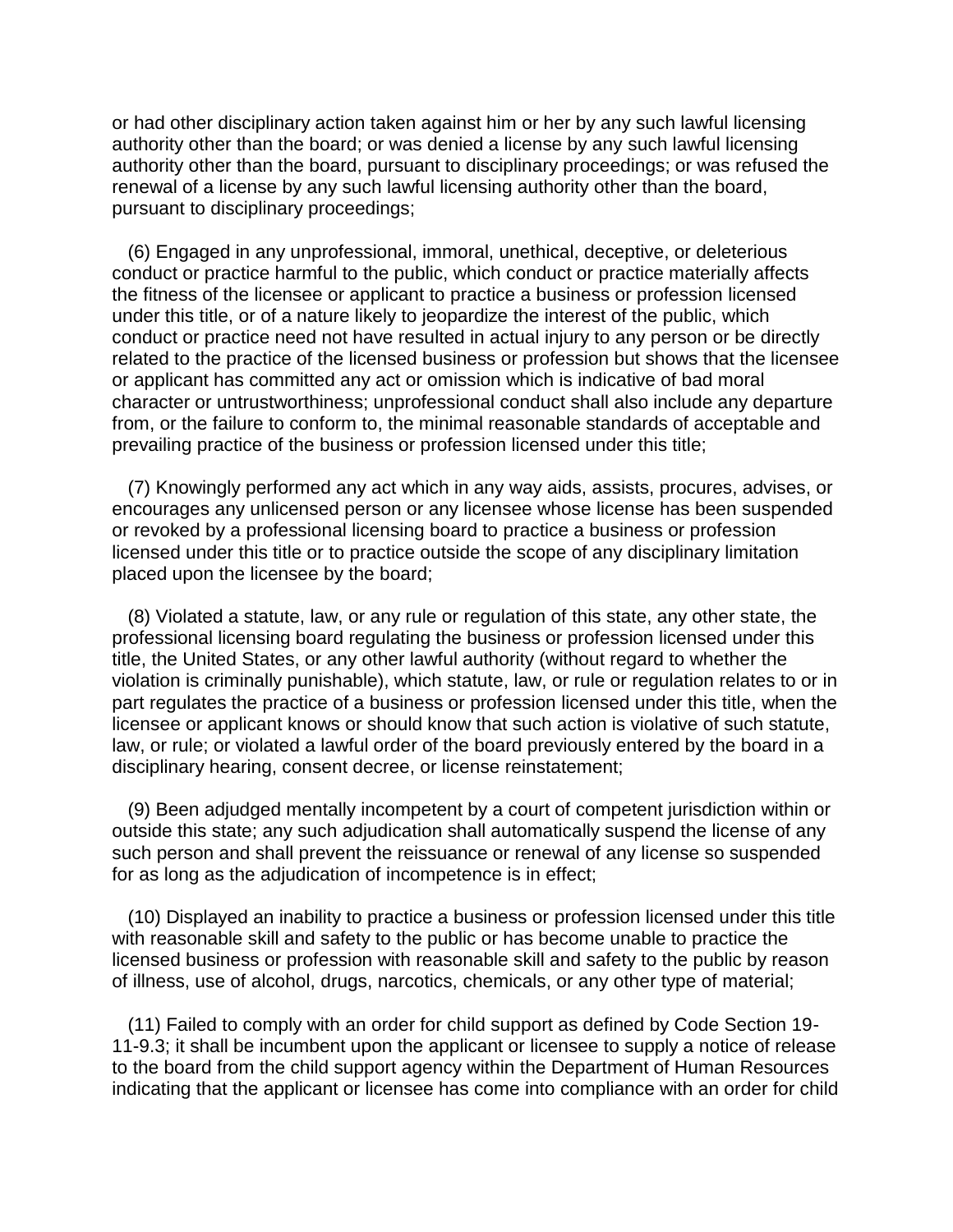or had other disciplinary action taken against him or her by any such lawful licensing authority other than the board; or was denied a license by any such lawful licensing authority other than the board, pursuant to disciplinary proceedings; or was refused the renewal of a license by any such lawful licensing authority other than the board, pursuant to disciplinary proceedings;

(6) Engaged in any unprofessional, immoral, unethical, deceptive, or deleterious conduct or practice harmful to the public, which conduct or practice materially affects the fitness of the licensee or applicant to practice a business or profession licensed under this title, or of a nature likely to jeopardize the interest of the public, which conduct or practice need not have resulted in actual injury to any person or be directly related to the practice of the licensed business or profession but shows that the licensee or applicant has committed any act or omission which is indicative of bad moral character or untrustworthiness; unprofessional conduct shall also include any departure from, or the failure to conform to, the minimal reasonable standards of acceptable and prevailing practice of the business or profession licensed under this title;

(7) Knowingly performed any act which in any way aids, assists, procures, advises, or encourages any unlicensed person or any licensee whose license has been suspended or revoked by a professional licensing board to practice a business or profession licensed under this title or to practice outside the scope of any disciplinary limitation placed upon the licensee by the board;

(8) Violated a statute, law, or any rule or regulation of this state, any other state, the professional licensing board regulating the business or profession licensed under this title, the United States, or any other lawful authority (without regard to whether the violation is criminally punishable), which statute, law, or rule or regulation relates to or in part regulates the practice of a business or profession licensed under this title, when the licensee or applicant knows or should know that such action is violative of such statute, law, or rule; or violated a lawful order of the board previously entered by the board in a disciplinary hearing, consent decree, or license reinstatement;

(9) Been adjudged mentally incompetent by a court of competent jurisdiction within or outside this state; any such adjudication shall automatically suspend the license of any such person and shall prevent the reissuance or renewal of any license so suspended for as long as the adjudication of incompetence is in effect;

(10) Displayed an inability to practice a business or profession licensed under this title with reasonable skill and safety to the public or has become unable to practice the licensed business or profession with reasonable skill and safety to the public by reason of illness, use of alcohol, drugs, narcotics, chemicals, or any other type of material;

(11) Failed to comply with an order for child support as defined by Code Section 19-11-9.3; it shall be incumbent upon the applicant or licensee to supply a notice of release to the board from the child support agency within the Department of Human Resources indicating that the applicant or licensee has come into compliance with an order for child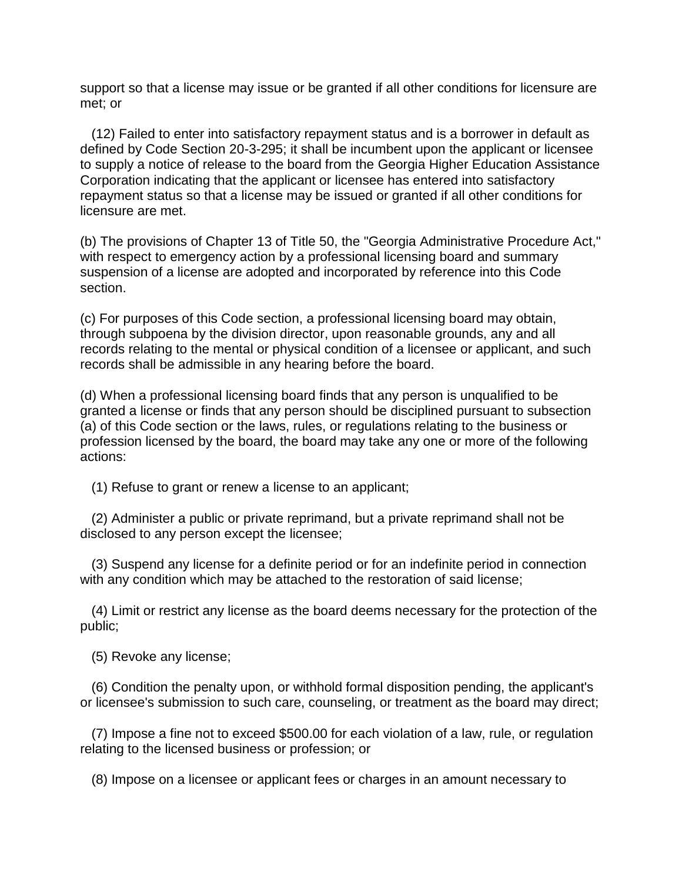support so that a license may issue or be granted if all other conditions for licensure are met; or

(12) Failed to enter into satisfactory repayment status and is a borrower in default as defined by Code Section 20-3-295; it shall be incumbent upon the applicant or licensee to supply a notice of release to the board from the Georgia Higher Education Assistance Corporation indicating that the applicant or licensee has entered into satisfactory repayment status so that a license may be issued or granted if all other conditions for licensure are met.

(b) The provisions of Chapter 13 of Title 50, the "Georgia Administrative Procedure Act," with respect to emergency action by a professional licensing board and summary suspension of a license are adopted and incorporated by reference into this Code section.

(c) For purposes of this Code section, a professional licensing board may obtain, through subpoena by the division director, upon reasonable grounds, any and all records relating to the mental or physical condition of a licensee or applicant, and such records shall be admissible in any hearing before the board.

(d) When a professional licensing board finds that any person is unqualified to be granted a license or finds that any person should be disciplined pursuant to subsection (a) of this Code section or the laws, rules, or regulations relating to the business or profession licensed by the board, the board may take any one or more of the following actions:

(1) Refuse to grant or renew a license to an applicant;

(2) Administer a public or private reprimand, but a private reprimand shall not be disclosed to any person except the licensee;

(3) Suspend any license for a definite period or for an indefinite period in connection with any condition which may be attached to the restoration of said license;

(4) Limit or restrict any license as the board deems necessary for the protection of the public;

(5) Revoke any license;

(6) Condition the penalty upon, or withhold formal disposition pending, the applicant's or licensee's submission to such care, counseling, or treatment as the board may direct;

(7) Impose a fine not to exceed $500.00 for each violation of a law, rule, or regulation relating to the licensed business or profession; or

(8) Impose on a licensee or applicant fees or charges in an amount necessary to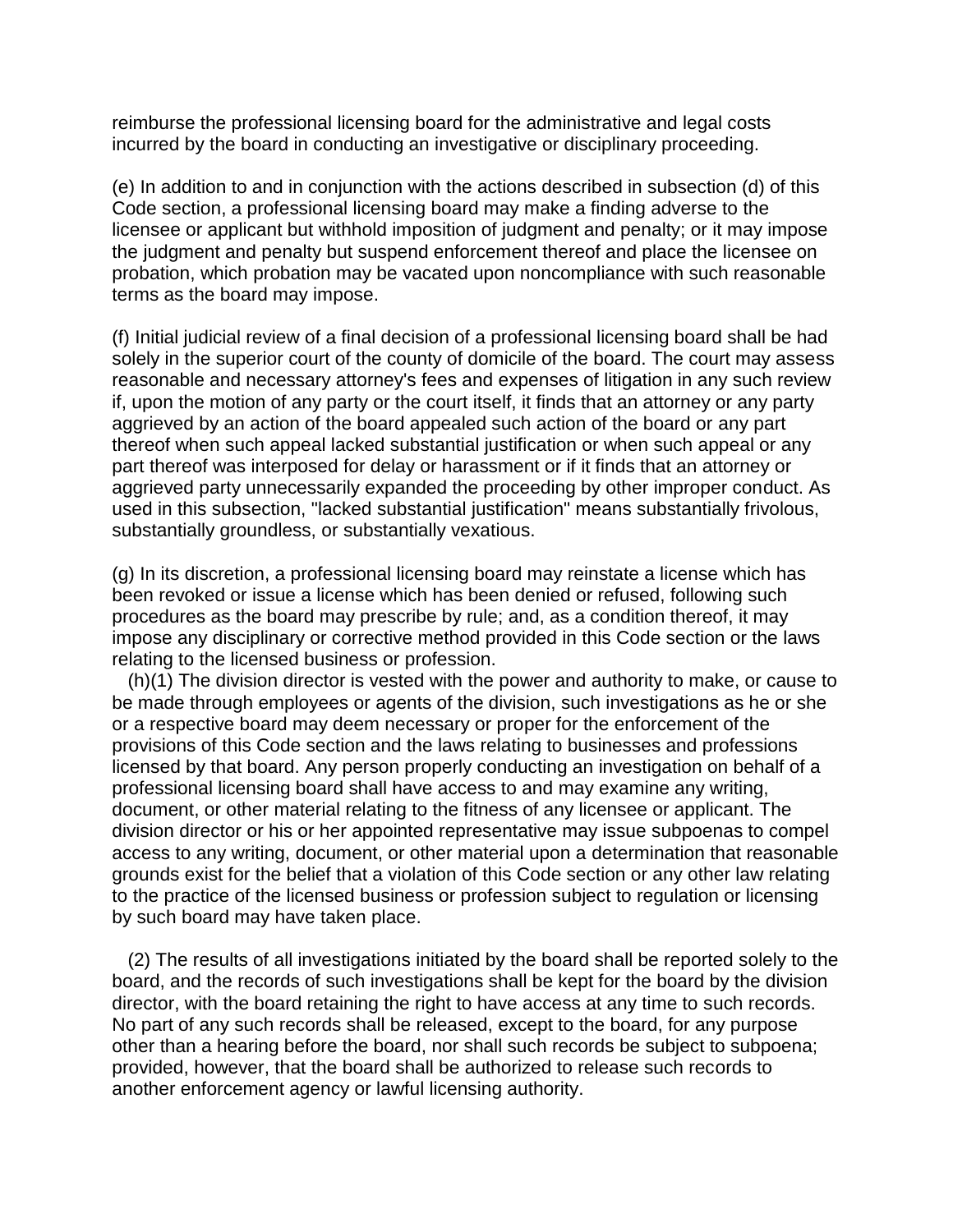reimburse the professional licensing board for the administrative and legal costs incurred by the board in conducting an investigative or disciplinary proceeding.

(e) In addition to and in conjunction with the actions described in subsection (d) of this Code section, a professional licensing board may make a finding adverse to the licensee or applicant but withhold imposition of judgment and penalty; or it may impose the judgment and penalty but suspend enforcement thereof and place the licensee on probation, which probation may be vacated upon noncompliance with such reasonable terms as the board may impose.

(f) Initial judicial review of a final decision of a professional licensing board shall be had solely in the superior court of the county of domicile of the board. The court may assess reasonable and necessary attorney's fees and expenses of litigation in any such review if, upon the motion of any party or the court itself, it finds that an attorney or any party aggrieved by an action of the board appealed such action of the board or any part thereof when such appeal lacked substantial justification or when such appeal or any part thereof was interposed for delay or harassment or if it finds that an attorney or aggrieved party unnecessarily expanded the proceeding by other improper conduct. As used in this subsection, "lacked substantial justification" means substantially frivolous, substantially groundless, or substantially vexatious.

(g) In its discretion, a professional licensing board may reinstate a license which has been revoked or issue a license which has been denied or refused, following such procedures as the board may prescribe by rule; and, as a condition thereof, it may impose any disciplinary or corrective method provided in this Code section or the laws relating to the licensed business or profession.

(h)(1) The division director is vested with the power and authority to make, or cause to be made through employees or agents of the division, such investigations as he or she or a respective board may deem necessary or proper for the enforcement of the provisions of this Code section and the laws relating to businesses and professions licensed by that board. Any person properly conducting an investigation on behalf of a professional licensing board shall have access to and may examine any writing, document, or other material relating to the fitness of any licensee or applicant. The division director or his or her appointed representative may issue subpoenas to compel access to any writing, document, or other material upon a determination that reasonable grounds exist for the belief that a violation of this Code section or any other law relating to the practice of the licensed business or profession subject to regulation or licensing by such board may have taken place.

(2) The results of all investigations initiated by the board shall be reported solely to the board, and the records of such investigations shall be kept for the board by the division director, with the board retaining the right to have access at any time to such records. No part of any such records shall be released, except to the board, for any purpose other than a hearing before the board, nor shall such records be subject to subpoena; provided, however, that the board shall be authorized to release such records to another enforcement agency or lawful licensing authority.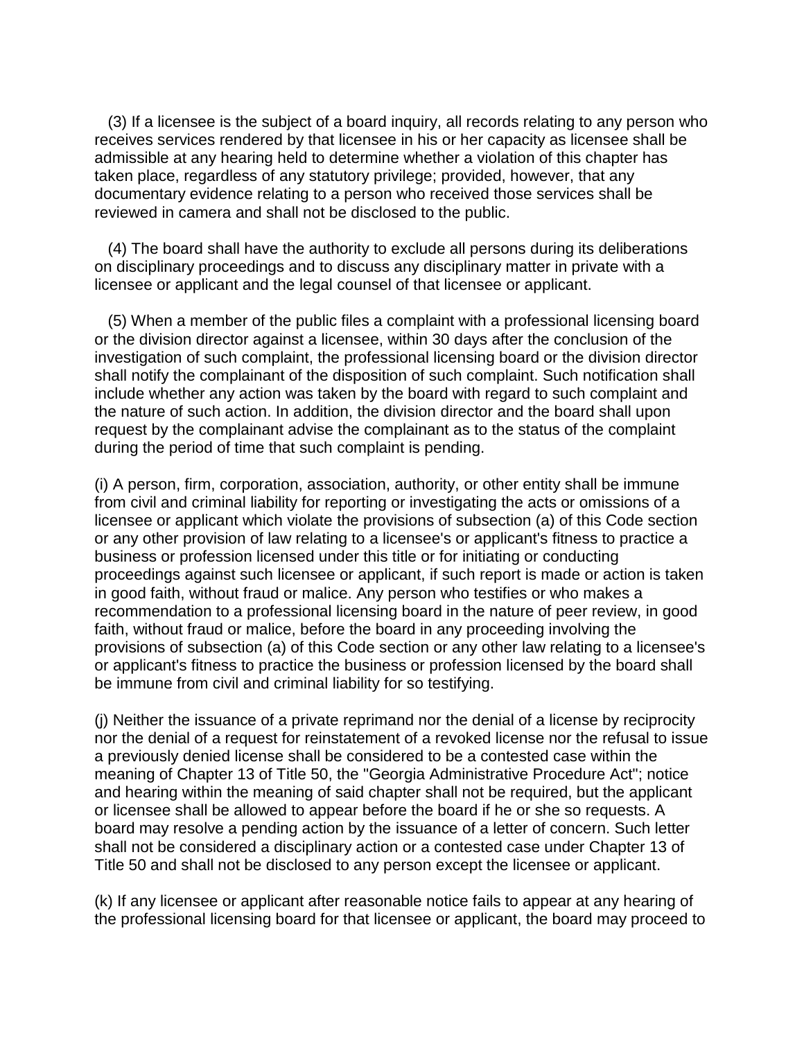(3) If a licensee is the subject of a board inquiry, all records relating to any person who receives services rendered by that licensee in his or her capacity as licensee shall be admissible at any hearing held to determine whether a violation of this chapter has taken place, regardless of any statutory privilege; provided, however, that any documentary evidence relating to a person who received those services shall be reviewed in camera and shall not be disclosed to the public.

(4) The board shall have the authority to exclude all persons during its deliberations on disciplinary proceedings and to discuss any disciplinary matter in private with a licensee or applicant and the legal counsel of that licensee or applicant.

(5) When a member of the public files a complaint with a professional licensing board or the division director against a licensee, within 30 days after the conclusion of the investigation of such complaint, the professional licensing board or the division director shall notify the complainant of the disposition of such complaint. Such notification shall include whether any action was taken by the board with regard to such complaint and the nature of such action. In addition, the division director and the board shall upon request by the complainant advise the complainant as to the status of the complaint during the period of time that such complaint is pending.

(i) A person, firm, corporation, association, authority, or other entity shall be immune from civil and criminal liability for reporting or investigating the acts or omissions of a licensee or applicant which violate the provisions of subsection (a) of this Code section or any other provision of law relating to a licensee's or applicant's fitness to practice a business or profession licensed under this title or for initiating or conducting proceedings against such licensee or applicant, if such report is made or action is taken in good faith, without fraud or malice. Any person who testifies or who makes a recommendation to a professional licensing board in the nature of peer review, in good faith, without fraud or malice, before the board in any proceeding involving the provisions of subsection (a) of this Code section or any other law relating to a licensee's or applicant's fitness to practice the business or profession licensed by the board shall be immune from civil and criminal liability for so testifying.

(j) Neither the issuance of a private reprimand nor the denial of a license by reciprocity nor the denial of a request for reinstatement of a revoked license nor the refusal to issue a previously denied license shall be considered to be a contested case within the meaning of Chapter 13 of Title 50, the "Georgia Administrative Procedure Act"; notice and hearing within the meaning of said chapter shall not be required, but the applicant or licensee shall be allowed to appear before the board if he or she so requests. A board may resolve a pending action by the issuance of a letter of concern. Such letter shall not be considered a disciplinary action or a contested case under Chapter 13 of Title 50 and shall not be disclosed to any person except the licensee or applicant.

(k) If any licensee or applicant after reasonable notice fails to appear at any hearing of the professional licensing board for that licensee or applicant, the board may proceed to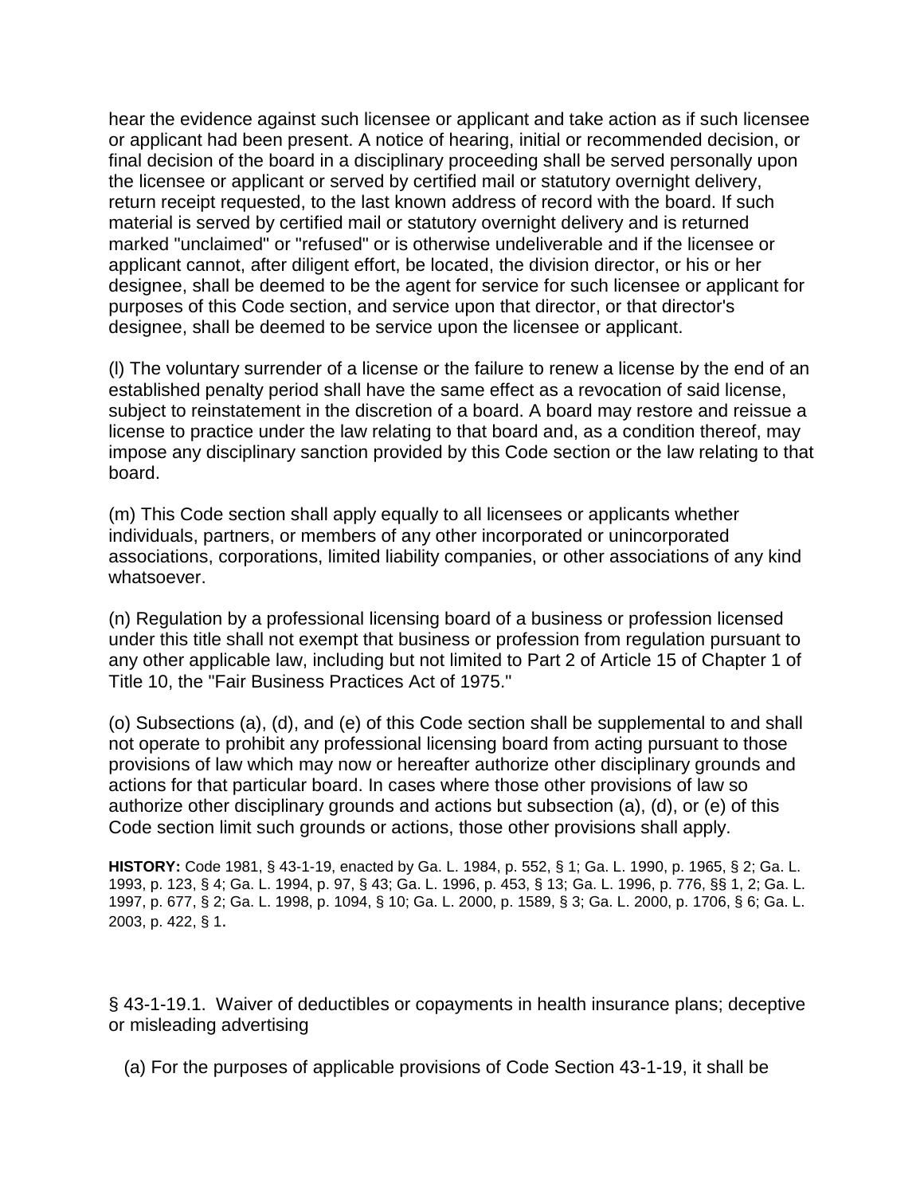hear the evidence against such licensee or applicant and take action as if such licensee or applicant had been present. A notice of hearing, initial or recommended decision, or final decision of the board in a disciplinary proceeding shall be served personally upon the licensee or applicant or served by certified mail or statutory overnight delivery, return receipt requested, to the last known address of record with the board. If such material is served by certified mail or statutory overnight delivery and is returned marked "unclaimed" or "refused" or is otherwise undeliverable and if the licensee or applicant cannot, after diligent effort, be located, the division director, or his or her designee, shall be deemed to be the agent for service for such licensee or applicant for purposes of this Code section, and service upon that director, or that director's designee, shall be deemed to be service upon the licensee or applicant.

(l) The voluntary surrender of a license or the failure to renew a license by the end of an established penalty period shall have the same effect as a revocation of said license, subject to reinstatement in the discretion of a board. A board may restore and reissue a license to practice under the law relating to that board and, as a condition thereof, may impose any disciplinary sanction provided by this Code section or the law relating to that board.

(m) This Code section shall apply equally to all licensees or applicants whether individuals, partners, or members of any other incorporated or unincorporated associations, corporations, limited liability companies, or other associations of any kind whatsoever.

(n) Regulation by a professional licensing board of a business or profession licensed under this title shall not exempt that business or profession from regulation pursuant to any other applicable law, including but not limited to Part 2 of Article 15 of Chapter 1 of Title 10, the "Fair Business Practices Act of 1975."

(o) Subsections (a), (d), and (e) of this Code section shall be supplemental to and shall not operate to prohibit any professional licensing board from acting pursuant to those provisions of law which may now or hereafter authorize other disciplinary grounds and actions for that particular board. In cases where those other provisions of law so authorize other disciplinary grounds and actions but subsection (a), (d), or (e) of this Code section limit such grounds or actions, those other provisions shall apply.

**HISTORY:** Code 1981, § 43-1-19, enacted by Ga. L. 1984, p. 552, § 1; Ga. L. 1990, p. 1965, § 2; Ga. L. 1993, p. 123, § 4; Ga. L. 1994, p. 97, § 43; Ga. L. 1996, p. 453, § 13; Ga. L. 1996, p. 776, §§ 1, 2; Ga. L. 1997, p. 677, § 2; Ga. L. 1998, p. 1094, § 10; Ga. L. 2000, p. 1589, § 3; Ga. L. 2000, p. 1706, § 6; Ga. L. 2003, p. 422, § 1.

§ 43-1-19.1. Waiver of deductibles or copayments in health insurance plans; deceptive or misleading advertising

(a) For the purposes of applicable provisions of Code Section 43-1-19, it shall be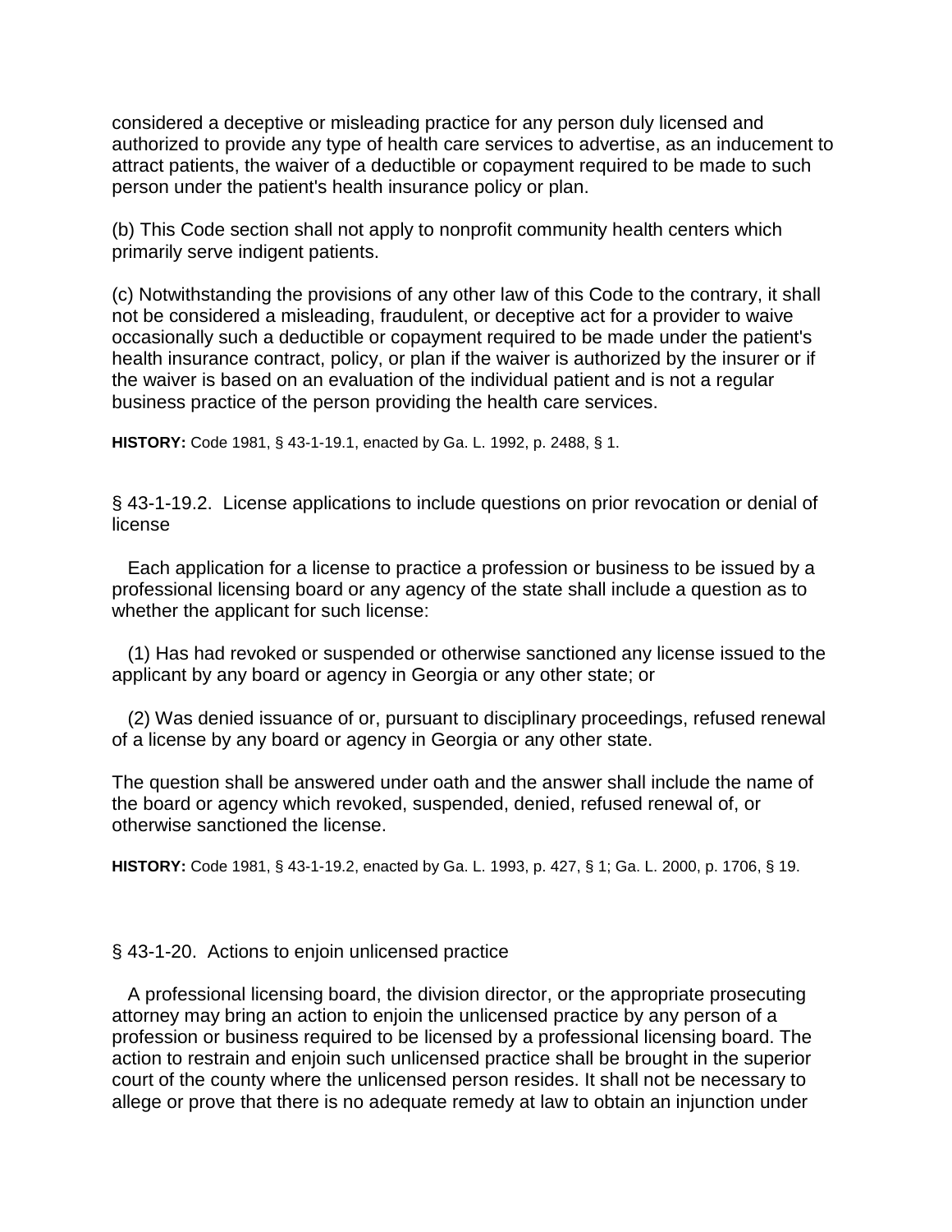considered a deceptive or misleading practice for any person duly licensed and authorized to provide any type of health care services to advertise, as an inducement to attract patients, the waiver of a deductible or copayment required to be made to such person under the patient's health insurance policy or plan.

(b) This Code section shall not apply to nonprofit community health centers which primarily serve indigent patients.

(c) Notwithstanding the provisions of any other law of this Code to the contrary, it shall not be considered a misleading, fraudulent, or deceptive act for a provider to waive occasionally such a deductible or copayment required to be made under the patient's health insurance contract, policy, or plan if the waiver is authorized by the insurer or if the waiver is based on an evaluation of the individual patient and is not a regular business practice of the person providing the health care services.

**HISTORY:** Code 1981, § 43-1-19.1, enacted by Ga. L. 1992, p. 2488, § 1.

§ 43-1-19.2. License applications to include questions on prior revocation or denial of license

Each application for a license to practice a profession or business to be issued by a professional licensing board or any agency of the state shall include a question as to whether the applicant for such license:

(1) Has had revoked or suspended or otherwise sanctioned any license issued to the applicant by any board or agency in Georgia or any other state; or

(2) Was denied issuance of or, pursuant to disciplinary proceedings, refused renewal of a license by any board or agency in Georgia or any other state.

The question shall be answered under oath and the answer shall include the name of the board or agency which revoked, suspended, denied, refused renewal of, or otherwise sanctioned the license.

**HISTORY:** Code 1981, § 43-1-19.2, enacted by Ga. L. 1993, p. 427, § 1; Ga. L. 2000, p. 1706, § 19.

§ 43-1-20. Actions to enjoin unlicensed practice

A professional licensing board, the division director, or the appropriate prosecuting attorney may bring an action to enjoin the unlicensed practice by any person of a profession or business required to be licensed by a professional licensing board. The action to restrain and enjoin such unlicensed practice shall be brought in the superior court of the county where the unlicensed person resides. It shall not be necessary to allege or prove that there is no adequate remedy at law to obtain an injunction under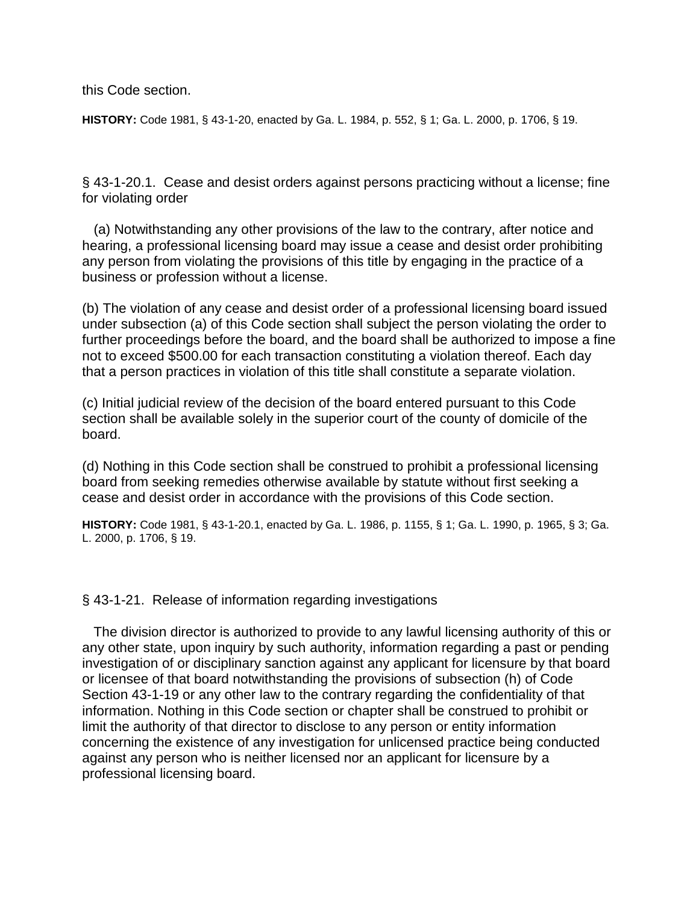this Code section.

**HISTORY:** Code 1981, § 43-1-20, enacted by Ga. L. 1984, p. 552, § 1; Ga. L. 2000, p. 1706, § 19.

§ 43-1-20.1. Cease and desist orders against persons practicing without a license; fine for violating order

(a) Notwithstanding any other provisions of the law to the contrary, after notice and hearing, a professional licensing board may issue a cease and desist order prohibiting any person from violating the provisions of this title by engaging in the practice of a business or profession without a license.

(b) The violation of any cease and desist order of a professional licensing board issued under subsection (a) of this Code section shall subject the person violating the order to further proceedings before the board, and the board shall be authorized to impose a fine not to exceed $500.00 for each transaction constituting a violation thereof. Each day that a person practices in violation of this title shall constitute a separate violation.

(c) Initial judicial review of the decision of the board entered pursuant to this Code section shall be available solely in the superior court of the county of domicile of the board.

(d) Nothing in this Code section shall be construed to prohibit a professional licensing board from seeking remedies otherwise available by statute without first seeking a cease and desist order in accordance with the provisions of this Code section.

**HISTORY:** Code 1981, § 43-1-20.1, enacted by Ga. L. 1986, p. 1155, § 1; Ga. L. 1990, p. 1965, § 3; Ga. L. 2000, p. 1706, § 19.

§ 43-1-21. Release of information regarding investigations

The division director is authorized to provide to any lawful licensing authority of this or any other state, upon inquiry by such authority, information regarding a past or pending investigation of or disciplinary sanction against any applicant for licensure by that board or licensee of that board notwithstanding the provisions of subsection (h) of Code Section 43-1-19 or any other law to the contrary regarding the confidentiality of that information. Nothing in this Code section or chapter shall be construed to prohibit or limit the authority of that director to disclose to any person or entity information concerning the existence of any investigation for unlicensed practice being conducted against any person who is neither licensed nor an applicant for licensure by a professional licensing board.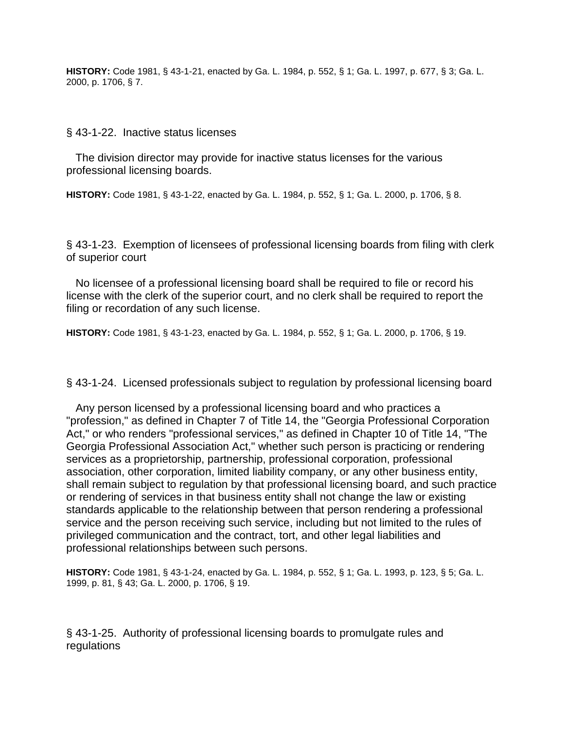**HISTORY:** Code 1981, § 43-1-21, enacted by Ga. L. 1984, p. 552, § 1; Ga. L. 1997, p. 677, § 3; Ga. L. 2000, p. 1706, § 7.

§ 43-1-22. Inactive status licenses

The division director may provide for inactive status licenses for the various professional licensing boards.

**HISTORY:** Code 1981, § 43-1-22, enacted by Ga. L. 1984, p. 552, § 1; Ga. L. 2000, p. 1706, § 8.

§ 43-1-23. Exemption of licensees of professional licensing boards from filing with clerk of superior court

No licensee of a professional licensing board shall be required to file or record his license with the clerk of the superior court, and no clerk shall be required to report the filing or recordation of any such license.

**HISTORY:** Code 1981, § 43-1-23, enacted by Ga. L. 1984, p. 552, § 1; Ga. L. 2000, p. 1706, § 19.

§ 43-1-24. Licensed professionals subject to regulation by professional licensing board

Any person licensed by a professional licensing board and who practices a "profession," as defined in Chapter 7 of Title 14, the "Georgia Professional Corporation Act," or who renders "professional services," as defined in Chapter 10 of Title 14, "The Georgia Professional Association Act," whether such person is practicing or rendering services as a proprietorship, partnership, professional corporation, professional association, other corporation, limited liability company, or any other business entity, shall remain subject to regulation by that professional licensing board, and such practice or rendering of services in that business entity shall not change the law or existing standards applicable to the relationship between that person rendering a professional service and the person receiving such service, including but not limited to the rules of privileged communication and the contract, tort, and other legal liabilities and professional relationships between such persons.

**HISTORY:** Code 1981, § 43-1-24, enacted by Ga. L. 1984, p. 552, § 1; Ga. L. 1993, p. 123, § 5; Ga. L. 1999, p. 81, § 43; Ga. L. 2000, p. 1706, § 19.

§ 43-1-25. Authority of professional licensing boards to promulgate rules and regulations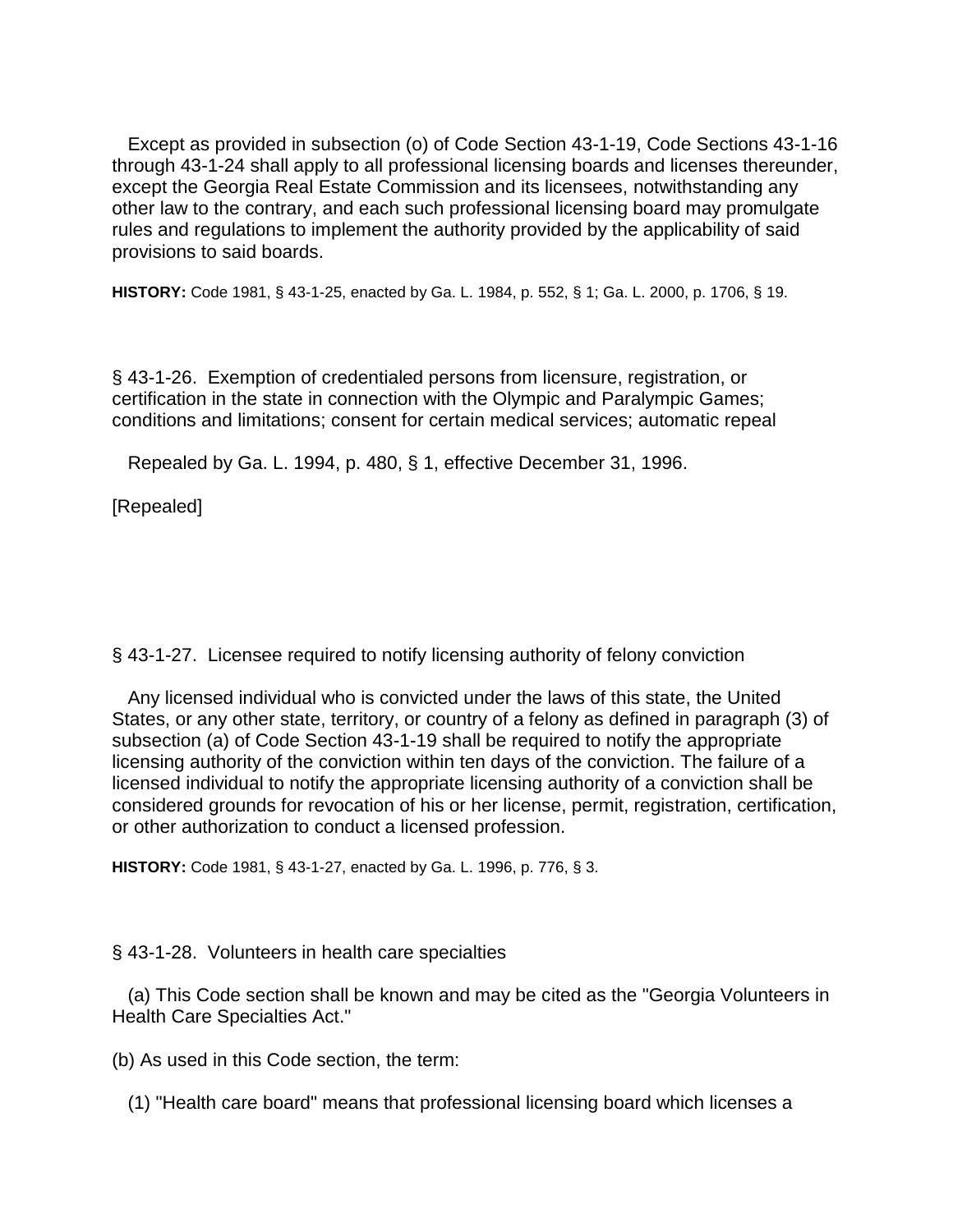Except as provided in subsection (o) of Code Section 43-1-19, Code Sections 43-1-16 through 43-1-24 shall apply to all professional licensing boards and licenses thereunder, except the Georgia Real Estate Commission and its licensees, notwithstanding any other law to the contrary, and each such professional licensing board may promulgate rules and regulations to implement the authority provided by the applicability of said provisions to said boards.

**HISTORY:** Code 1981, § 43-1-25, enacted by Ga. L. 1984, p. 552, § 1; Ga. L. 2000, p. 1706, § 19.

§ 43-1-26. Exemption of credentialed persons from licensure, registration, or certification in the state in connection with the Olympic and Paralympic Games; conditions and limitations; consent for certain medical services; automatic repeal

Repealed by Ga. L. 1994, p. 480, § 1, effective December 31, 1996.

[Repealed]

§ 43-1-27. Licensee required to notify licensing authority of felony conviction

Any licensed individual who is convicted under the laws of this state, the United States, or any other state, territory, or country of a felony as defined in paragraph (3) of subsection (a) of Code Section 43-1-19 shall be required to notify the appropriate licensing authority of the conviction within ten days of the conviction. The failure of a licensed individual to notify the appropriate licensing authority of a conviction shall be considered grounds for revocation of his or her license, permit, registration, certification, or other authorization to conduct a licensed profession.

**HISTORY:** Code 1981, § 43-1-27, enacted by Ga. L. 1996, p. 776, § 3.

§ 43-1-28. Volunteers in health care specialties

(a) This Code section shall be known and may be cited as the "Georgia Volunteers in Health Care Specialties Act."

(b) As used in this Code section, the term:

(1) "Health care board" means that professional licensing board which licenses a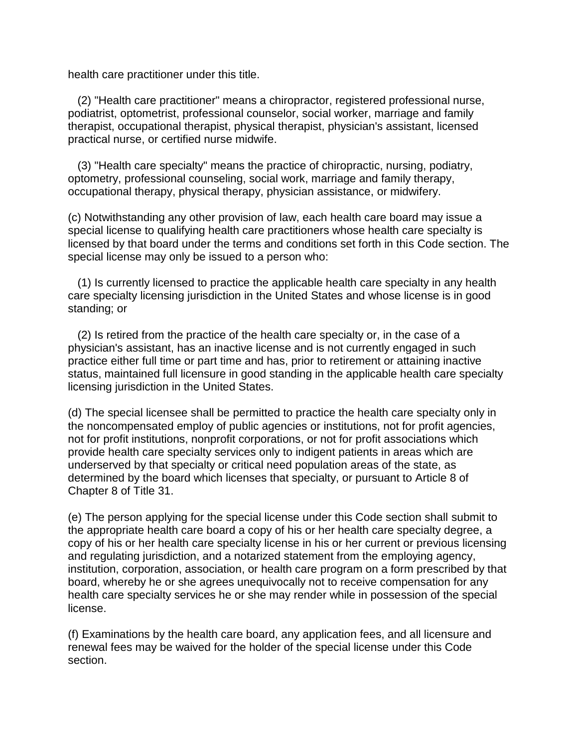health care practitioner under this title.

(2) "Health care practitioner" means a chiropractor, registered professional nurse, podiatrist, optometrist, professional counselor, social worker, marriage and family therapist, occupational therapist, physical therapist, physician's assistant, licensed practical nurse, or certified nurse midwife.

(3) "Health care specialty" means the practice of chiropractic, nursing, podiatry, optometry, professional counseling, social work, marriage and family therapy, occupational therapy, physical therapy, physician assistance, or midwifery.

(c) Notwithstanding any other provision of law, each health care board may issue a special license to qualifying health care practitioners whose health care specialty is licensed by that board under the terms and conditions set forth in this Code section. The special license may only be issued to a person who:

(1) Is currently licensed to practice the applicable health care specialty in any health care specialty licensing jurisdiction in the United States and whose license is in good standing; or

(2) Is retired from the practice of the health care specialty or, in the case of a physician's assistant, has an inactive license and is not currently engaged in such practice either full time or part time and has, prior to retirement or attaining inactive status, maintained full licensure in good standing in the applicable health care specialty licensing jurisdiction in the United States.

(d) The special licensee shall be permitted to practice the health care specialty only in the noncompensated employ of public agencies or institutions, not for profit agencies, not for profit institutions, nonprofit corporations, or not for profit associations which provide health care specialty services only to indigent patients in areas which are underserved by that specialty or critical need population areas of the state, as determined by the board which licenses that specialty, or pursuant to Article 8 of Chapter 8 of Title 31.

(e) The person applying for the special license under this Code section shall submit to the appropriate health care board a copy of his or her health care specialty degree, a copy of his or her health care specialty license in his or her current or previous licensing and regulating jurisdiction, and a notarized statement from the employing agency, institution, corporation, association, or health care program on a form prescribed by that board, whereby he or she agrees unequivocally not to receive compensation for any health care specialty services he or she may render while in possession of the special license.

(f) Examinations by the health care board, any application fees, and all licensure and renewal fees may be waived for the holder of the special license under this Code section.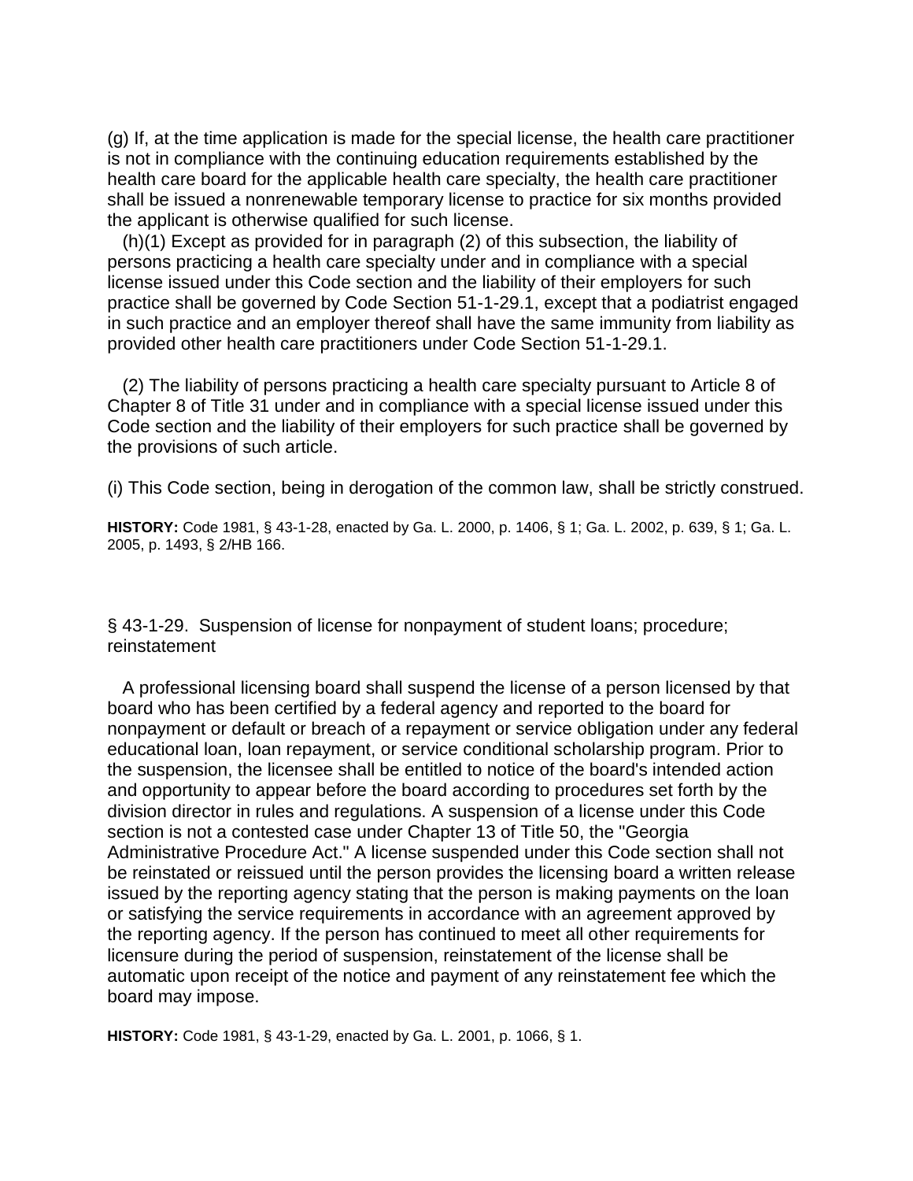(g) If, at the time application is made for the special license, the health care practitioner is not in compliance with the continuing education requirements established by the health care board for the applicable health care specialty, the health care practitioner shall be issued a nonrenewable temporary license to practice for six months provided the applicant is otherwise qualified for such license.

(h)(1) Except as provided for in paragraph (2) of this subsection, the liability of persons practicing a health care specialty under and in compliance with a special license issued under this Code section and the liability of their employers for such practice shall be governed by Code Section 51-1-29.1, except that a podiatrist engaged in such practice and an employer thereof shall have the same immunity from liability as provided other health care practitioners under Code Section 51-1-29.1.

(2) The liability of persons practicing a health care specialty pursuant to Article 8 of Chapter 8 of Title 31 under and in compliance with a special license issued under this Code section and the liability of their employers for such practice shall be governed by the provisions of such article.

(i) This Code section, being in derogation of the common law, shall be strictly construed.

**HISTORY:** Code 1981, § 43-1-28, enacted by Ga. L. 2000, p. 1406, § 1; Ga. L. 2002, p. 639, § 1; Ga. L. 2005, p. 1493, § 2/HB 166.

§ 43-1-29. Suspension of license for nonpayment of student loans; procedure; reinstatement

A professional licensing board shall suspend the license of a person licensed by that board who has been certified by a federal agency and reported to the board for nonpayment or default or breach of a repayment or service obligation under any federal educational loan, loan repayment, or service conditional scholarship program. Prior to the suspension, the licensee shall be entitled to notice of the board's intended action and opportunity to appear before the board according to procedures set forth by the division director in rules and regulations. A suspension of a license under this Code section is not a contested case under Chapter 13 of Title 50, the "Georgia Administrative Procedure Act." A license suspended under this Code section shall not be reinstated or reissued until the person provides the licensing board a written release issued by the reporting agency stating that the person is making payments on the loan or satisfying the service requirements in accordance with an agreement approved by the reporting agency. If the person has continued to meet all other requirements for licensure during the period of suspension, reinstatement of the license shall be automatic upon receipt of the notice and payment of any reinstatement fee which the board may impose.

**HISTORY:** Code 1981, § 43-1-29, enacted by Ga. L. 2001, p. 1066, § 1.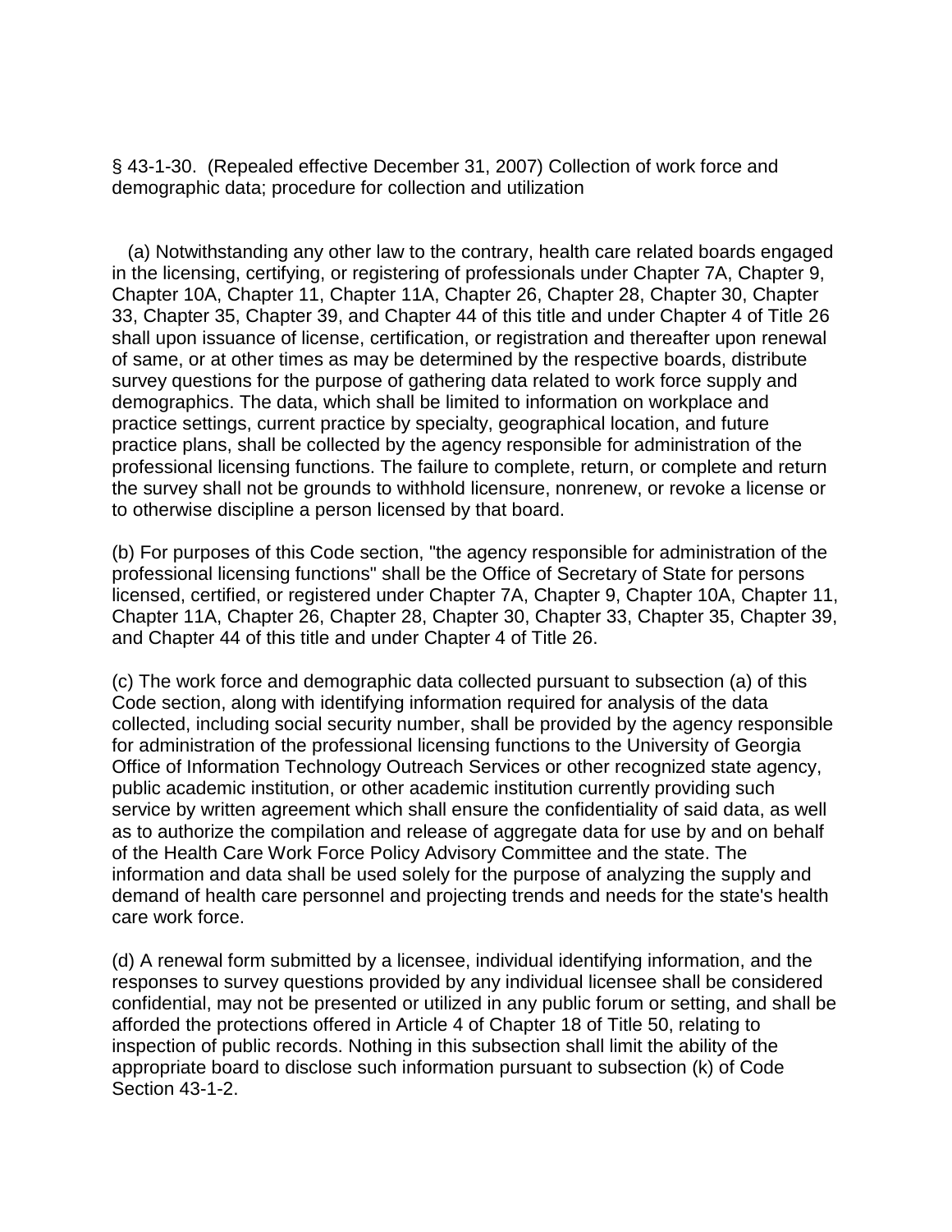§ 43-1-30. (Repealed effective December 31, 2007) Collection of work force and demographic data; procedure for collection and utilization

(a) Notwithstanding any other law to the contrary, health care related boards engaged in the licensing, certifying, or registering of professionals under Chapter 7A, Chapter 9, Chapter 10A, Chapter 11, Chapter 11A, Chapter 26, Chapter 28, Chapter 30, Chapter 33, Chapter 35, Chapter 39, and Chapter 44 of this title and under Chapter 4 of Title 26 shall upon issuance of license, certification, or registration and thereafter upon renewal of same, or at other times as may be determined by the respective boards, distribute survey questions for the purpose of gathering data related to work force supply and demographics. The data, which shall be limited to information on workplace and practice settings, current practice by specialty, geographical location, and future practice plans, shall be collected by the agency responsible for administration of the professional licensing functions. The failure to complete, return, or complete and return the survey shall not be grounds to withhold licensure, nonrenew, or revoke a license or to otherwise discipline a person licensed by that board.

(b) For purposes of this Code section, "the agency responsible for administration of the professional licensing functions" shall be the Office of Secretary of State for persons licensed, certified, or registered under Chapter 7A, Chapter 9, Chapter 10A, Chapter 11, Chapter 11A, Chapter 26, Chapter 28, Chapter 30, Chapter 33, Chapter 35, Chapter 39, and Chapter 44 of this title and under Chapter 4 of Title 26.

(c) The work force and demographic data collected pursuant to subsection (a) of this Code section, along with identifying information required for analysis of the data collected, including social security number, shall be provided by the agency responsible for administration of the professional licensing functions to the University of Georgia Office of Information Technology Outreach Services or other recognized state agency, public academic institution, or other academic institution currently providing such service by written agreement which shall ensure the confidentiality of said data, as well as to authorize the compilation and release of aggregate data for use by and on behalf of the Health Care Work Force Policy Advisory Committee and the state. The information and data shall be used solely for the purpose of analyzing the supply and demand of health care personnel and projecting trends and needs for the state's health care work force.

(d) A renewal form submitted by a licensee, individual identifying information, and the responses to survey questions provided by any individual licensee shall be considered confidential, may not be presented or utilized in any public forum or setting, and shall be afforded the protections offered in Article 4 of Chapter 18 of Title 50, relating to inspection of public records. Nothing in this subsection shall limit the ability of the appropriate board to disclose such information pursuant to subsection (k) of Code Section 43-1-2.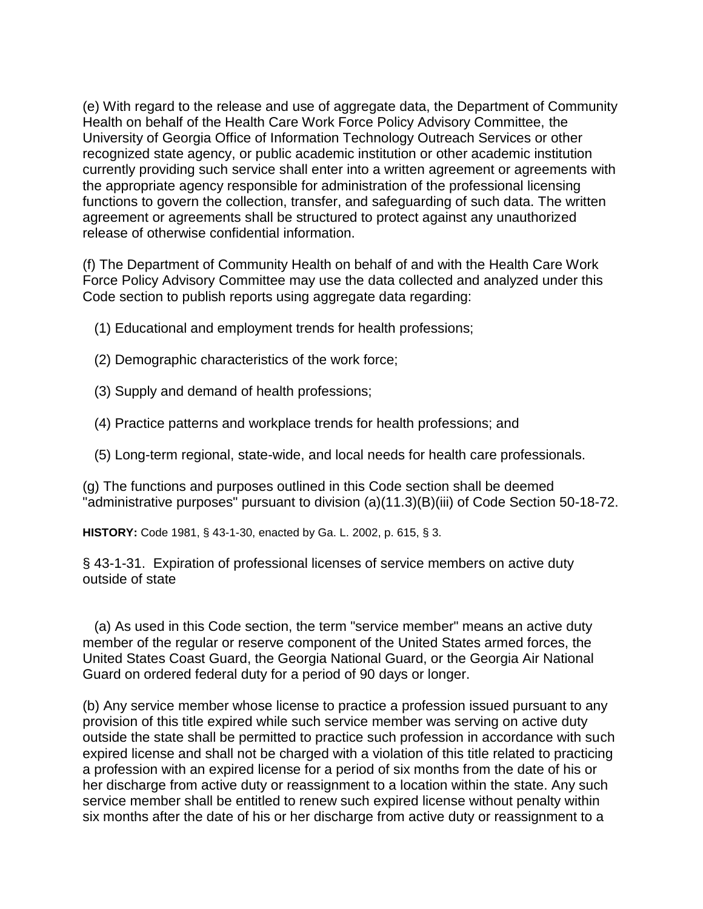(e) With regard to the release and use of aggregate data, the Department of Community Health on behalf of the Health Care Work Force Policy Advisory Committee, the University of Georgia Office of Information Technology Outreach Services or other recognized state agency, or public academic institution or other academic institution currently providing such service shall enter into a written agreement or agreements with the appropriate agency responsible for administration of the professional licensing functions to govern the collection, transfer, and safeguarding of such data. The written agreement or agreements shall be structured to protect against any unauthorized release of otherwise confidential information.

(f) The Department of Community Health on behalf of and with the Health Care Work Force Policy Advisory Committee may use the data collected and analyzed under this Code section to publish reports using aggregate data regarding:

(1) Educational and employment trends for health professions;

(2) Demographic characteristics of the work force;

(3) Supply and demand of health professions;

(4) Practice patterns and workplace trends for health professions; and

(5) Long-term regional, state-wide, and local needs for health care professionals.

(g) The functions and purposes outlined in this Code section shall be deemed "administrative purposes" pursuant to division (a)(11.3)(B)(iii) of Code Section 50-18-72.

**HISTORY:** Code 1981, § 43-1-30, enacted by Ga. L. 2002, p. 615, § 3.

§ 43-1-31. Expiration of professional licenses of service members on active duty outside of state

(a) As used in this Code section, the term "service member" means an active duty member of the regular or reserve component of the United States armed forces, the United States Coast Guard, the Georgia National Guard, or the Georgia Air National Guard on ordered federal duty for a period of 90 days or longer.

(b) Any service member whose license to practice a profession issued pursuant to any provision of this title expired while such service member was serving on active duty outside the state shall be permitted to practice such profession in accordance with such expired license and shall not be charged with a violation of this title related to practicing a profession with an expired license for a period of six months from the date of his or her discharge from active duty or reassignment to a location within the state. Any such service member shall be entitled to renew such expired license without penalty within six months after the date of his or her discharge from active duty or reassignment to a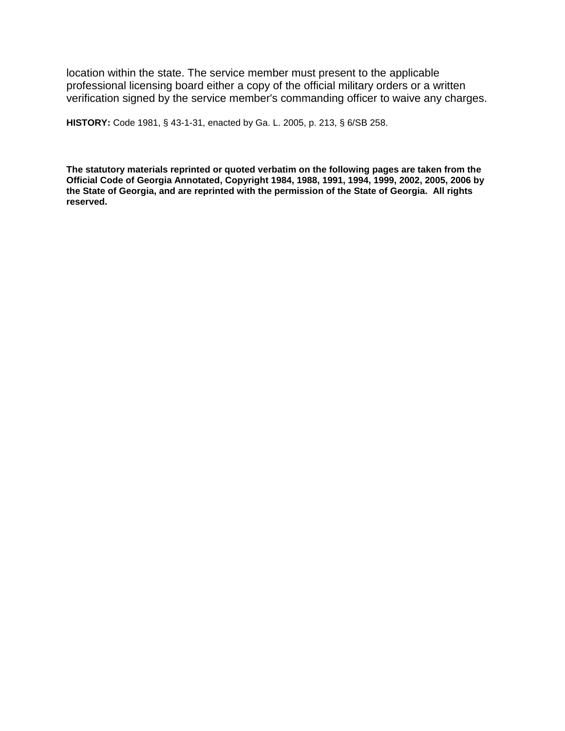location within the state. The service member must present to the applicable professional licensing board either a copy of the official military orders or a written verification signed by the service member's commanding officer to waive any charges.

**HISTORY:** Code 1981, § 43-1-31, enacted by Ga. L. 2005, p. 213, § 6/SB 258.

**The statutory materials reprinted or quoted verbatim on the following pages are taken from the Official Code of Georgia Annotated, Copyright 1984, 1988, 1991, 1994, 1999, 2002, 2005, 2006 by the State of Georgia, and are reprinted with the permission of the State of Georgia. All rights reserved.**